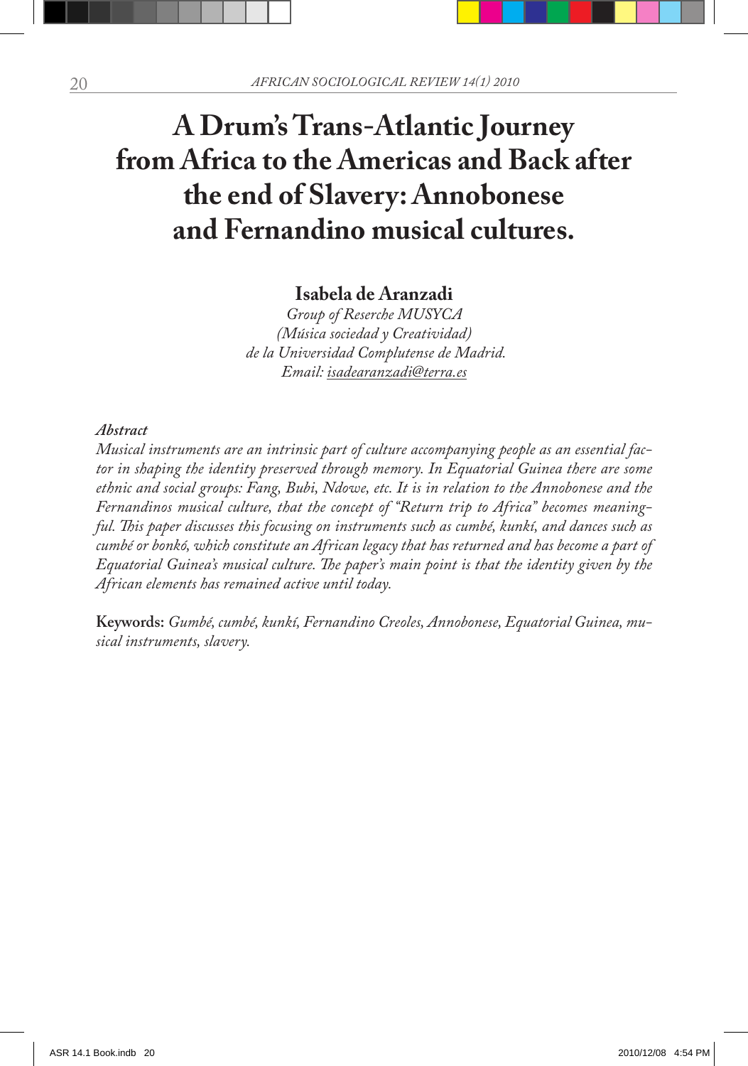# A Drum's Trans-Atlantic Journey from Africa to the Americas and Back after the end of Slavery: Annobonese and Fernandino musical cultures.

**Isabela de Aranzadi**

*Group of Reserche MUSYCA*
*(Música sociedad y Creatividad)*
*de la Universidad Complutense de Madrid.*
*Email: isadearanzadi@terra.es*

***Abstract***

*Musical instruments are an intrinsic part of culture accompanying people as an essential factor in shaping the identity preserved through memory. In Equatorial Guinea there are some ethnic and social groups: Fang, Bubi, Ndowe, etc. It is in relation to the Annobonese and the Fernandinos musical culture, that the concept of "Return trip to Africa" becomes meaningful. This paper discusses this focusing on instruments such as cumbé, kunkí, and dances such as cumbé or bonkó, which constitute an African legacy that has returned and has become a part of Equatorial Guinea's musical culture. The paper's main point is that the identity given by the African elements has remained active until today.*

**Keywords:** *Gumbé, cumbé, kunkí, Fernandino Creoles, Annobonese, Equatorial Guinea, musical instruments, slavery.*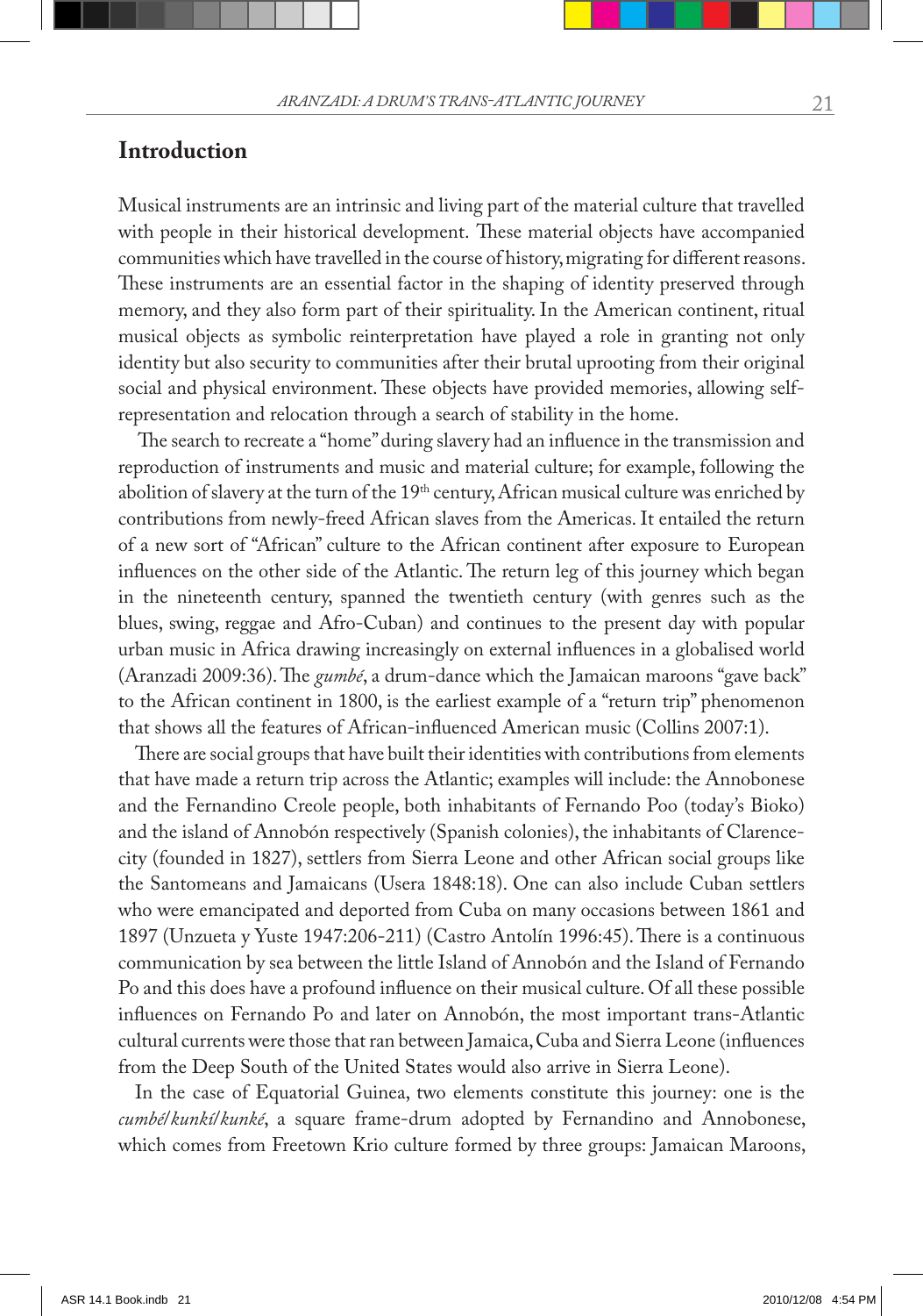## Introduction

Musical instruments are an intrinsic and living part of the material culture that travelled with people in their historical development. These material objects have accompanied communities which have travelled in the course of history, migrating for different reasons. These instruments are an essential factor in the shaping of identity preserved through memory, and they also form part of their spirituality. In the American continent, ritual musical objects as symbolic reinterpretation have played a role in granting not only identity but also security to communities after their brutal uprooting from their original social and physical environment. These objects have provided memories, allowing self-representation and relocation through a search of stability in the home.

The search to recreate a "home" during slavery had an influence in the transmission and reproduction of instruments and music and material culture; for example, following the abolition of slavery at the turn of the 19th century, African musical culture was enriched by contributions from newly-freed African slaves from the Americas. It entailed the return of a new sort of "African" culture to the African continent after exposure to European influences on the other side of the Atlantic. The return leg of this journey which began in the nineteenth century, spanned the twentieth century (with genres such as the blues, swing, reggae and Afro-Cuban) and continues to the present day with popular urban music in Africa drawing increasingly on external influences in a globalised world (Aranzadi 2009:36). The *gumbé*, a drum-dance which the Jamaican maroons "gave back" to the African continent in 1800, is the earliest example of a "return trip" phenomenon that shows all the features of African-influenced American music (Collins 2007:1).

There are social groups that have built their identities with contributions from elements that have made a return trip across the Atlantic; examples will include: the Annobonese and the Fernandino Creole people, both inhabitants of Fernando Poo (today's Bioko) and the island of Annobón respectively (Spanish colonies), the inhabitants of Clarence-city (founded in 1827), settlers from Sierra Leone and other African social groups like the Santomeans and Jamaicans (Usera 1848:18). One can also include Cuban settlers who were emancipated and deported from Cuba on many occasions between 1861 and 1897 (Unzueta y Yuste 1947:206-211) (Castro Antolín 1996:45). There is a continuous communication by sea between the little Island of Annobón and the Island of Fernando Po and this does have a profound influence on their musical culture. Of all these possible influences on Fernando Po and later on Annobón, the most important trans-Atlantic cultural currents were those that ran between Jamaica, Cuba and Sierra Leone (influences from the Deep South of the United States would also arrive in Sierra Leone).

In the case of Equatorial Guinea, two elements constitute this journey: one is the *cumbé/kunkí/kunké*, a square frame-drum adopted by Fernandino and Annobonese, which comes from Freetown Krio culture formed by three groups: Jamaican Maroons,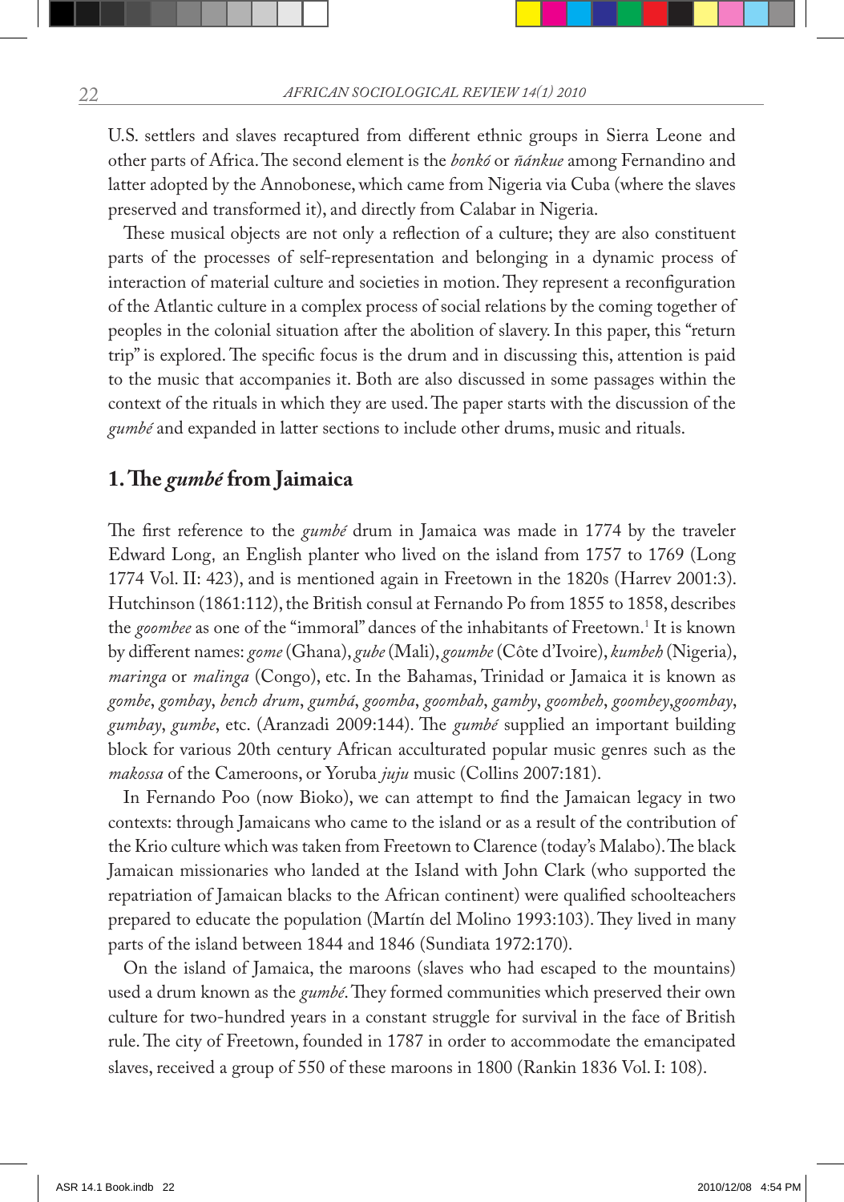U.S. settlers and slaves recaptured from different ethnic groups in Sierra Leone and other parts of Africa. The second element is the *bonkó* or *ñánkue* among Fernandino and latter adopted by the Annobonese, which came from Nigeria via Cuba (where the slaves preserved and transformed it), and directly from Calabar in Nigeria.

These musical objects are not only a reflection of a culture; they are also constituent parts of the processes of self-representation and belonging in a dynamic process of interaction of material culture and societies in motion. They represent a reconfiguration of the Atlantic culture in a complex process of social relations by the coming together of peoples in the colonial situation after the abolition of slavery. In this paper, this "return trip" is explored. The specific focus is the drum and in discussing this, attention is paid to the music that accompanies it. Both are also discussed in some passages within the context of the rituals in which they are used. The paper starts with the discussion of the *gumbé* and expanded in latter sections to include other drums, music and rituals.

## 1. The *gumbé* from Jaimaica

The first reference to the *gumbé* drum in Jamaica was made in 1774 by the traveler Edward Long, an English planter who lived on the island from 1757 to 1769 (Long 1774 Vol. II: 423), and is mentioned again in Freetown in the 1820s (Harrev 2001:3). Hutchinson (1861:112), the British consul at Fernando Po from 1855 to 1858, describes the *goombee* as one of the "immoral" dances of the inhabitants of Freetown.[1] It is known by different names: *gome* (Ghana), *gube* (Mali), *goumbe* (Côte d'Ivoire), *kumbeh* (Nigeria), *maringa* or *malinga* (Congo), etc. In the Bahamas, Trinidad or Jamaica it is known as *gombe*, *gombay*, *bench drum*, *gumbá*, *goomba*, *goombah*, *gamby*, *goombeh*, *goombey*,*goombay*, *gumbay*, *gumbe*, etc. (Aranzadi 2009:144). The *gumbé* supplied an important building block for various 20th century African acculturated popular music genres such as the *makossa* of the Cameroons, or Yoruba *juju* music (Collins 2007:181).

In Fernando Poo (now Bioko), we can attempt to find the Jamaican legacy in two contexts: through Jamaicans who came to the island or as a result of the contribution of the Krio culture which was taken from Freetown to Clarence (today's Malabo). The black Jamaican missionaries who landed at the Island with John Clark (who supported the repatriation of Jamaican blacks to the African continent) were qualified schoolteachers prepared to educate the population (Martín del Molino 1993:103). They lived in many parts of the island between 1844 and 1846 (Sundiata 1972:170).

On the island of Jamaica, the maroons (slaves who had escaped to the mountains) used a drum known as the *gumbé*. They formed communities which preserved their own culture for two-hundred years in a constant struggle for survival in the face of British rule. The city of Freetown, founded in 1787 in order to accommodate the emancipated slaves, received a group of 550 of these maroons in 1800 (Rankin 1836 Vol. I: 108).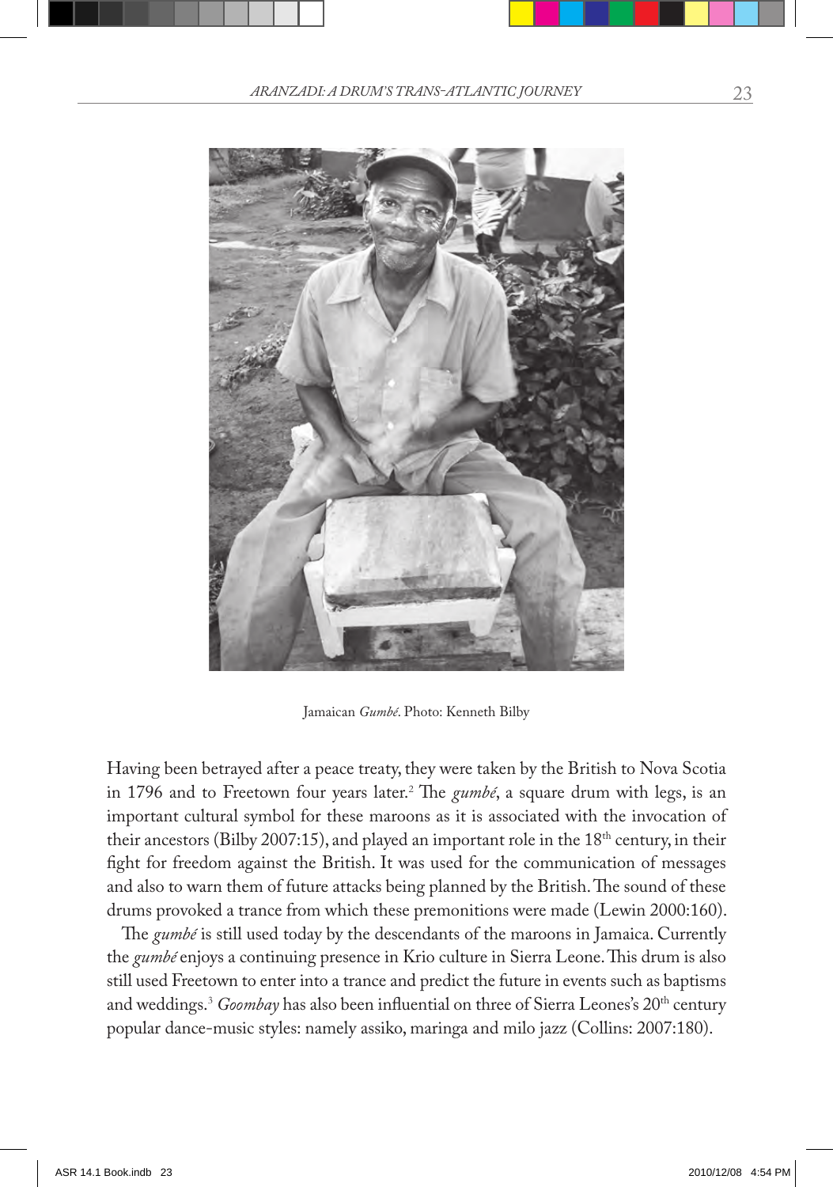Jamaican *Gumbé*. Photo: Kenneth Bilby

Having been betrayed after a peace treaty, they were taken by the British to Nova Scotia in 1796 and to Freetown four years later.[2] The *gumbé*, a square drum with legs, is an important cultural symbol for these maroons as it is associated with the invocation of their ancestors (Bilby 2007:15), and played an important role in the 18th century, in their fight for freedom against the British. It was used for the communication of messages and also to warn them of future attacks being planned by the British. The sound of these drums provoked a trance from which these premonitions were made (Lewin 2000:160).

The *gumbé* is still used today by the descendants of the maroons in Jamaica. Currently the *gumbé* enjoys a continuing presence in Krio culture in Sierra Leone. This drum is also still used Freetown to enter into a trance and predict the future in events such as baptisms and weddings.[3] *Goombay* has also been influential on three of Sierra Leones's 20th century popular dance-music styles: namely assiko, maringa and milo jazz (Collins: 2007:180).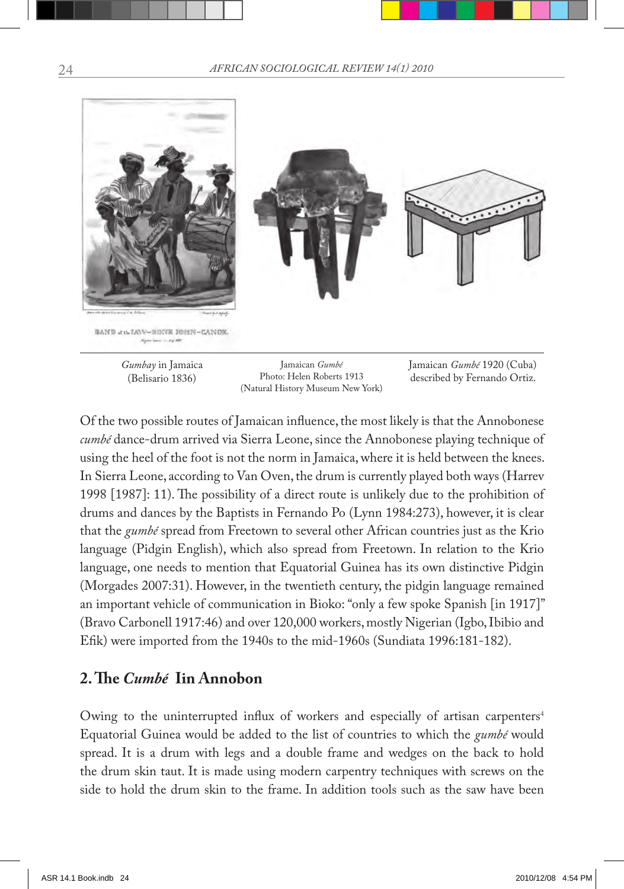BAND of the JAW-BONE JOHN-CANOE.

*Gumbay* in Jamaica (Belisario 1836)

Jamaican *Gumbé* Photo: Helen Roberts 1913 (Natural History Museum New York)

Jamaican *Gumbé* 1920 (Cuba) described by Fernando Ortiz.

Of the two possible routes of Jamaican influence, the most likely is that the Annobonese *cumbé* dance-drum arrived via Sierra Leone, since the Annobonese playing technique of using the heel of the foot is not the norm in Jamaica, where it is held between the knees. In Sierra Leone, according to Van Oven, the drum is currently played both ways (Harrev 1998 [1987]: 11). The possibility of a direct route is unlikely due to the prohibition of drums and dances by the Baptists in Fernando Po (Lynn 1984:273), however, it is clear that the *gumbé* spread from Freetown to several other African countries just as the Krio language (Pidgin English), which also spread from Freetown. In relation to the Krio language, one needs to mention that Equatorial Guinea has its own distinctive Pidgin (Morgades 2007:31). However, in the twentieth century, the pidgin language remained an important vehicle of communication in Bioko: "only a few spoke Spanish [in 1917]" (Bravo Carbonell 1917:46) and over 120,000 workers, mostly Nigerian (Igbo, Ibibio and Efik) were imported from the 1940s to the mid-1960s (Sundiata 1996:181-182).

## 2. The *Cumbé* Iin Annobon

Owing to the uninterrupted influx of workers and especially of artisan carpenters[4] Equatorial Guinea would be added to the list of countries to which the *gumbé* would spread. It is a drum with legs and a double frame and wedges on the back to hold the drum skin taut. It is made using modern carpentry techniques with screws on the side to hold the drum skin to the frame. In addition tools such as the saw have been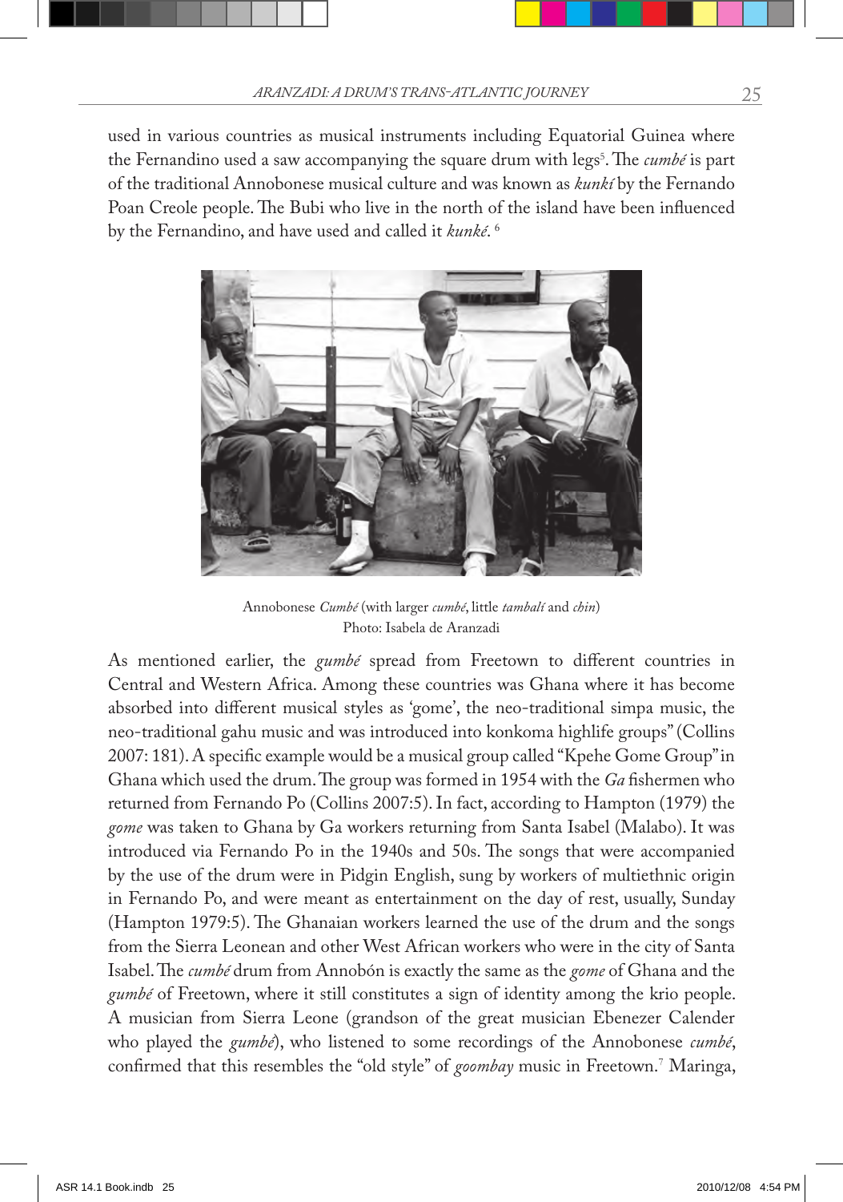used in various countries as musical instruments including Equatorial Guinea where the Fernandino used a saw accompanying the square drum with legs[5]. The *cumbé* is part of the traditional Annobonese musical culture and was known as *kunkí* by the Fernando Poan Creole people. The Bubi who live in the north of the island have been influenced by the Fernandino, and have used and called it *kunké*. [6]

Annobonese *Cumbé* (with larger *cumbé*, little *tambalí* and *chin*)
Photo: Isabela de Aranzadi

As mentioned earlier, the *gumbé* spread from Freetown to different countries in Central and Western Africa. Among these countries was Ghana where it has become absorbed into different musical styles as 'gome', the neo-traditional simpa music, the neo-traditional gahu music and was introduced into konkoma highlife groups" (Collins 2007: 181). A specific example would be a musical group called "Kpehe Gome Group" in Ghana which used the drum. The group was formed in 1954 with the *Ga* fishermen who returned from Fernando Po (Collins 2007:5). In fact, according to Hampton (1979) the *gome* was taken to Ghana by Ga workers returning from Santa Isabel (Malabo). It was introduced via Fernando Po in the 1940s and 50s. The songs that were accompanied by the use of the drum were in Pidgin English, sung by workers of multiethnic origin in Fernando Po, and were meant as entertainment on the day of rest, usually, Sunday (Hampton 1979:5). The Ghanaian workers learned the use of the drum and the songs from the Sierra Leonean and other West African workers who were in the city of Santa Isabel. The *cumbé* drum from Annobón is exactly the same as the *gome* of Ghana and the *gumbé* of Freetown, where it still constitutes a sign of identity among the krio people. A musician from Sierra Leone (grandson of the great musician Ebenezer Calender who played the *gumbé*), who listened to some recordings of the Annobonese *cumbé*, confirmed that this resembles the "old style" of *goombay* music in Freetown.[7] Maringa,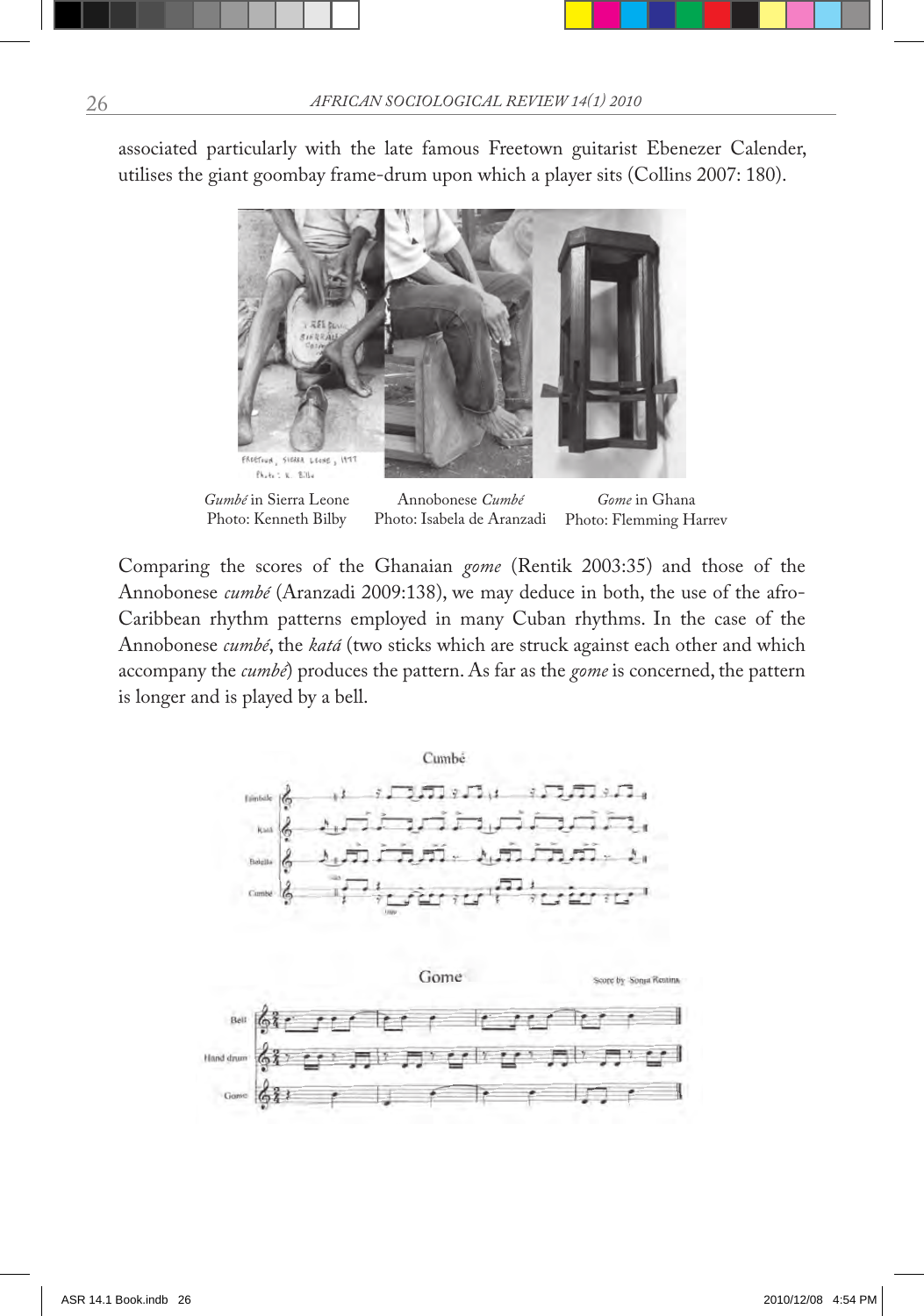associated particularly with the late famous Freetown guitarist Ebenezer Calender, utilises the giant goombay frame-drum upon which a player sits (Collins 2007: 180).

*Gumbé* in Sierra Leone
Photo: Kenneth Bilby

Annobonese *Cumbé*
Photo: Isabela de Aranzadi

*Gome* in Ghana
Photo: Flemming Harrev

Comparing the scores of the Ghanaian *gome* (Rentik 2003:35) and those of the Annobonese *cumbé* (Aranzadi 2009:138), we may deduce in both, the use of the afro-Caribbean rhythm patterns employed in many Cuban rhythms. In the case of the Annobonese *cumbé*, the *katá* (two sticks which are struck against each other and which accompany the *cumbé*) produces the pattern. As far as the *gome* is concerned, the pattern is longer and is played by a bell.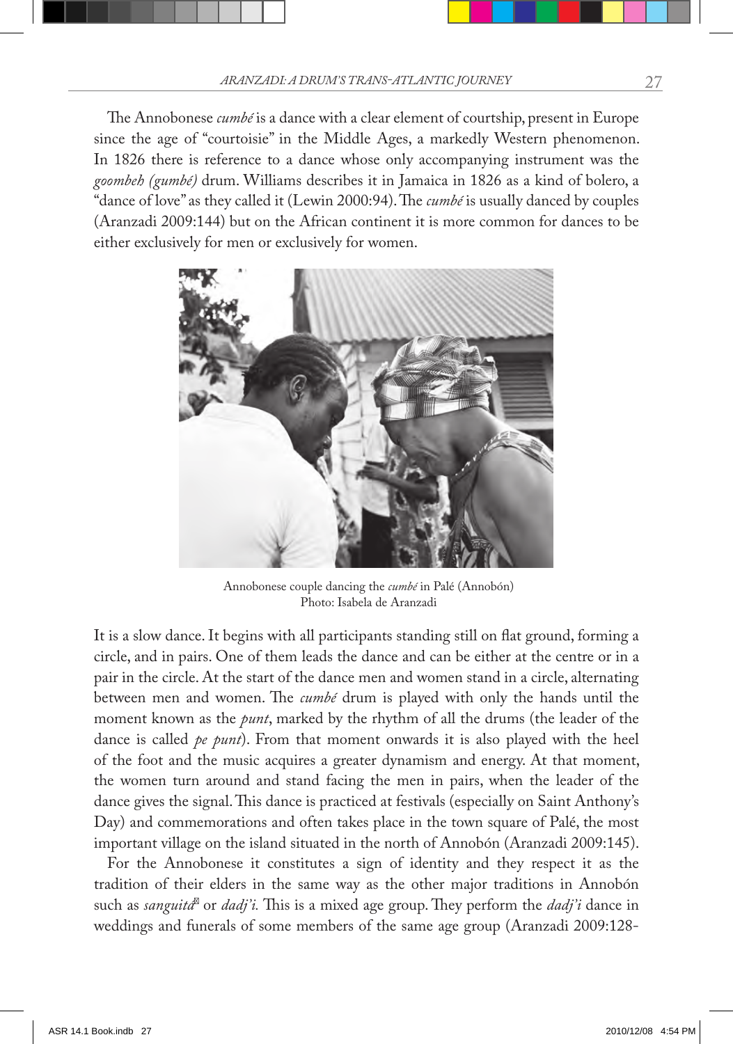The Annobonese *cumbé* is a dance with a clear element of courtship, present in Europe since the age of "courtoisie" in the Middle Ages, a markedly Western phenomenon. In 1826 there is reference to a dance whose only accompanying instrument was the *goombeh (gumbé)* drum. Williams describes it in Jamaica in 1826 as a kind of bolero, a "dance of love" as they called it (Lewin 2000:94). The *cumbé* is usually danced by couples (Aranzadi 2009:144) but on the African continent it is more common for dances to be either exclusively for men or exclusively for women.

Annobonese couple dancing the *cumbé* in Palé (Annobón)
Photo: Isabela de Aranzadi

It is a slow dance. It begins with all participants standing still on flat ground, forming a circle, and in pairs. One of them leads the dance and can be either at the centre or in a pair in the circle. At the start of the dance men and women stand in a circle, alternating between men and women. The *cumbé* drum is played with only the hands until the moment known as the *punt*, marked by the rhythm of all the drums (the leader of the dance is called *pe punt*). From that moment onwards it is also played with the heel of the foot and the music acquires a greater dynamism and energy. At that moment, the women turn around and stand facing the men in pairs, when the leader of the dance gives the signal. This dance is practiced at festivals (especially on Saint Anthony's Day) and commemorations and often takes place in the town square of Palé, the most important village on the island situated in the north of Annobón (Aranzadi 2009:145).

For the Annobonese it constitutes a sign of identity and they respect it as the tradition of their elders in the same way as the other major traditions in Annobón such as *sanguitá* or *dadj'i.* This is a mixed age group. They perform the *dadj'i* dance in weddings and funerals of some members of the same age group (Aranzadi 2009:128-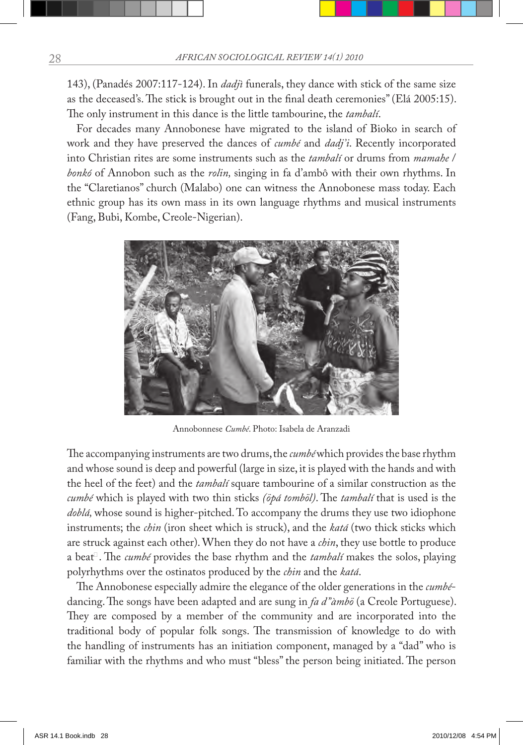143), (Panadés 2007:117-124). In *dadjì* funerals, they dance with stick of the same size as the deceased's. The stick is brought out in the final death ceremonies" (Elá 2005:15). The only instrument in this dance is the little tambourine, the *tambalí*.

For decades many Annobonese have migrated to the island of Bioko in search of work and they have preserved the dances of *cumbé* and *dadj'i*. Recently incorporated into Christian rites are some instruments such as the *tambalí* or drums from *mamahe / bonkó* of Annobon such as the *rolin,* singing in fa d'ambô with their own rhythms. In the "Claretianos" church (Malabo) one can witness the Annobonese mass today. Each ethnic group has its own mass in its own language rhythms and musical instruments (Fang, Bubi, Kombe, Creole-Nigerian).

Annobonnese *Cumbé*. Photo: Isabela de Aranzadi

The accompanying instruments are two drums, the *cumbé* which provides the base rhythm and whose sound is deep and powerful (large in size, it is played with the hands and with the heel of the feet) and the *tambalí* square tambourine of a similar construction as the *cumbé* which is played with two thin sticks *(öpá tomböl)*. The *tambalí* that is used is the *doblá,* whose sound is higher-pitched. To accompany the drums they use two idiophone instruments; the *chin* (iron sheet which is struck), and the *katá* (two thick sticks which are struck against each other). When they do not have a *chin*, they use bottle to produce a beat. The *cumbé* provides the base rhythm and the *tambalí* makes the solos, playing polyrhythms over the ostinatos produced by the *chin* and the *katá*.

The Annobonese especially admire the elegance of the older generations in the *cumbé*-dancing. The songs have been adapted and are sung in *fa d"àmbö* (a Creole Portuguese). They are composed by a member of the community and are incorporated into the traditional body of popular folk songs. The transmission of knowledge to do with the handling of instruments has an initiation component, managed by a "dad" who is familiar with the rhythms and who must "bless" the person being initiated. The person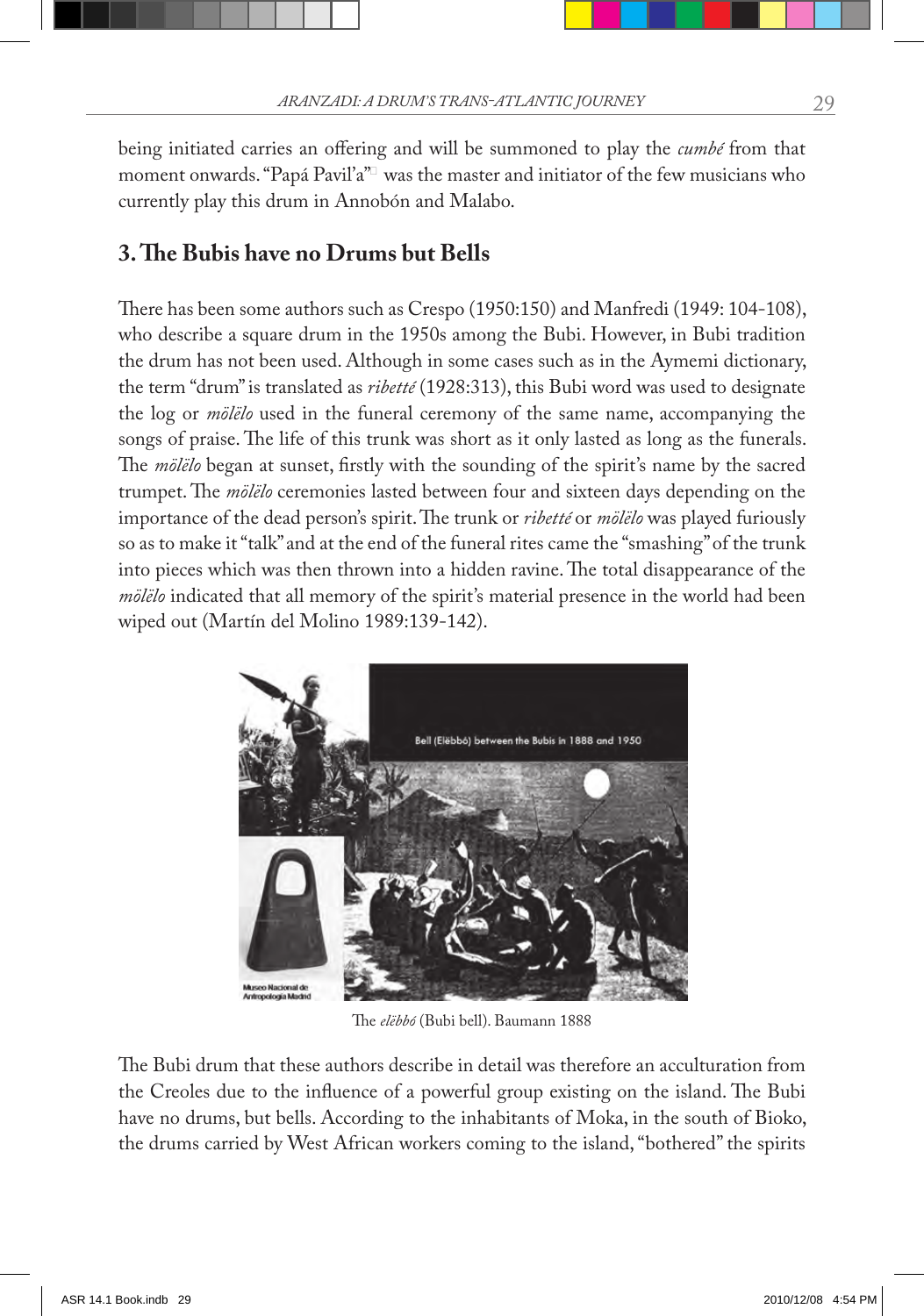being initiated carries an offering and will be summoned to play the *cumbé* from that moment onwards. "Papá Pavil'a" was the master and initiator of the few musicians who currently play this drum in Annobón and Malabo.

## 3. The Bubis have no Drums but Bells

There has been some authors such as Crespo (1950:150) and Manfredi (1949: 104-108), who describe a square drum in the 1950s among the Bubi. However, in Bubi tradition the drum has not been used. Although in some cases such as in the Aymemi dictionary, the term "drum" is translated as *ribetté* (1928:313), this Bubi word was used to designate the log or *mölëlo* used in the funeral ceremony of the same name, accompanying the songs of praise. The life of this trunk was short as it only lasted as long as the funerals. The *mölëlo* began at sunset, firstly with the sounding of the spirit's name by the sacred trumpet. The *mölëlo* ceremonies lasted between four and sixteen days depending on the importance of the dead person's spirit. The trunk or *ribetté* or *mölëlo* was played furiously so as to make it "talk" and at the end of the funeral rites came the "smashing" of the trunk into pieces which was then thrown into a hidden ravine. The total disappearance of the *mölëlo* indicated that all memory of the spirit's material presence in the world had been wiped out (Martín del Molino 1989:139-142).

Bell (Elëbbó) between the Bubis in 1888 and 1950

Museo Nacional de Antropologia Madrid

The *elëbbó* (Bubi bell). Baumann 1888

The Bubi drum that these authors describe in detail was therefore an acculturation from the Creoles due to the influence of a powerful group existing on the island. The Bubi have no drums, but bells. According to the inhabitants of Moka, in the south of Bioko, the drums carried by West African workers coming to the island, "bothered" the spirits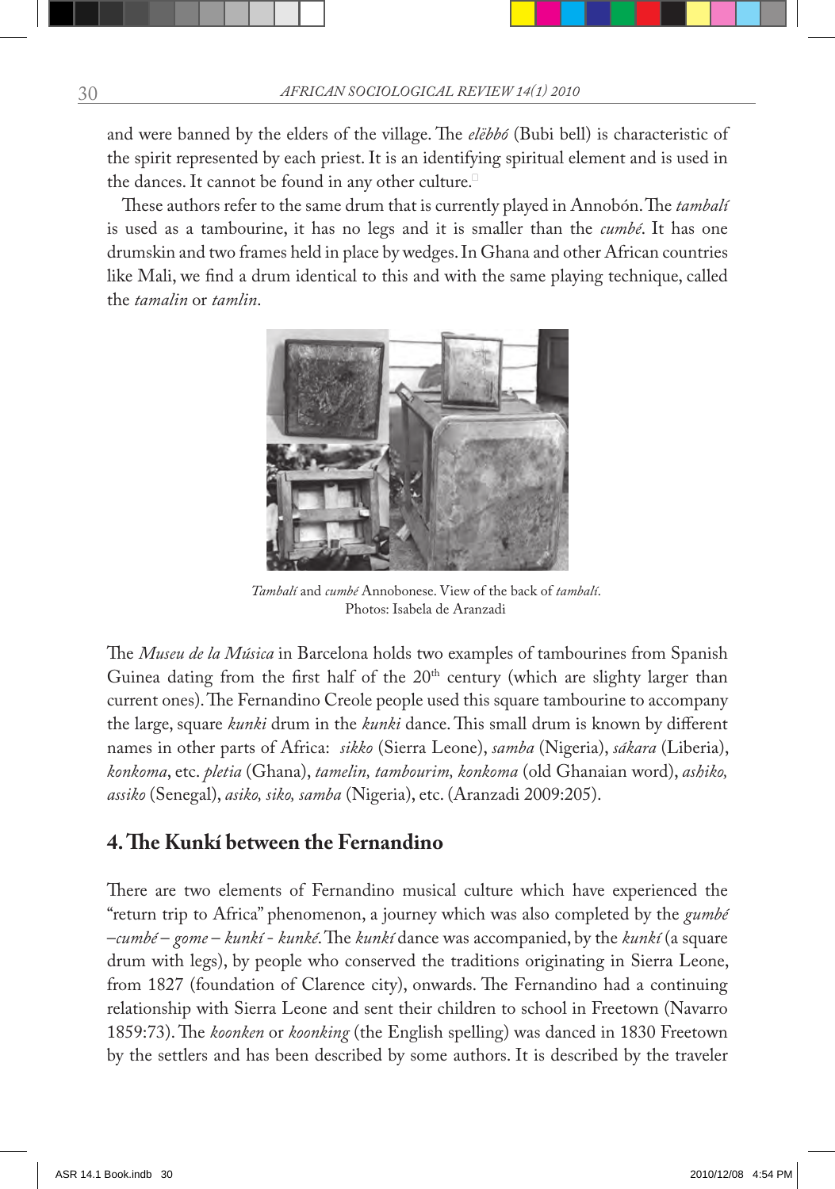and were banned by the elders of the village. The *elëbbó* (Bubi bell) is characteristic of the spirit represented by each priest. It is an identifying spiritual element and is used in the dances. It cannot be found in any other culture.

These authors refer to the same drum that is currently played in Annobón. The *tambalí* is used as a tambourine, it has no legs and it is smaller than the *cumbé*. It has one drumskin and two frames held in place by wedges. In Ghana and other African countries like Mali, we find a drum identical to this and with the same playing technique, called the *tamalin* or *tamlin*.

*Tambalí* and *cumbé* Annobonese. View of the back of *tambalí*.
Photos: Isabela de Aranzadi

The *Museu de la Música* in Barcelona holds two examples of tambourines from Spanish Guinea dating from the first half of the 20th century (which are slighty larger than current ones). The Fernandino Creole people used this square tambourine to accompany the large, square *kunki* drum in the *kunki* dance. This small drum is known by different names in other parts of Africa: *sikko* (Sierra Leone), *samba* (Nigeria), *sákara* (Liberia), *konkoma*, etc. *pletia* (Ghana), *tamelin, tambourim, konkoma* (old Ghanaian word), *ashiko, assiko* (Senegal), *asiko, siko, samba* (Nigeria), etc. (Aranzadi 2009:205).

## 4. The Kunkí between the Fernandino

There are two elements of Fernandino musical culture which have experienced the "return trip to Africa" phenomenon, a journey which was also completed by the *gumbé –cumbé – gome – kunkí - kunké*. The *kunkí* dance was accompanied, by the *kunkí* (a square drum with legs), by people who conserved the traditions originating in Sierra Leone, from 1827 (foundation of Clarence city), onwards. The Fernandino had a continuing relationship with Sierra Leone and sent their children to school in Freetown (Navarro 1859:73). The *koonken* or *koonking* (the English spelling) was danced in 1830 Freetown by the settlers and has been described by some authors. It is described by the traveler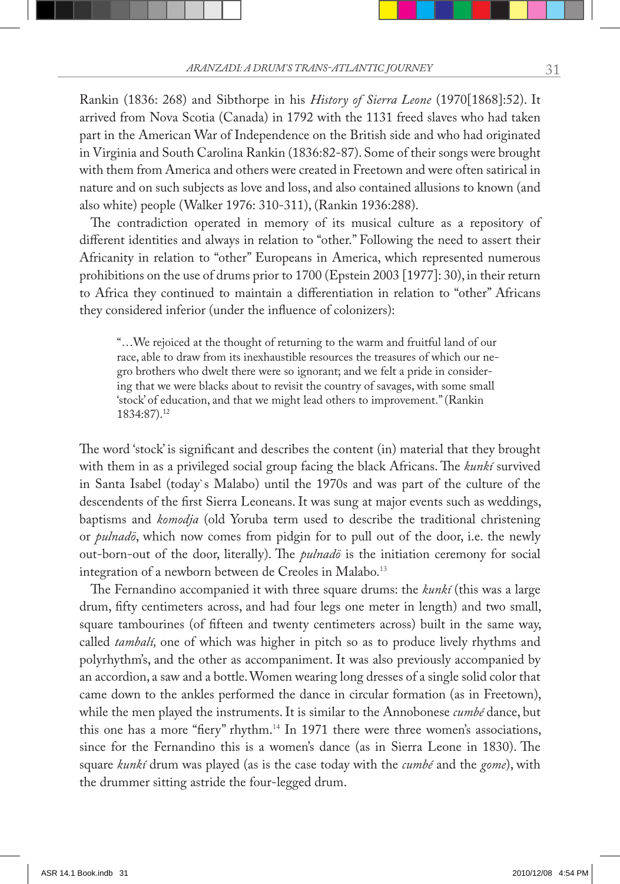Rankin (1836: 268) and Sibthorpe in his *History of Sierra Leone* (1970[1868]:52). It arrived from Nova Scotia (Canada) in 1792 with the 1131 freed slaves who had taken part in the American War of Independence on the British side and who had originated in Virginia and South Carolina Rankin (1836:82-87). Some of their songs were brought with them from America and others were created in Freetown and were often satirical in nature and on such subjects as love and loss, and also contained allusions to known (and also white) people (Walker 1976: 310-311), (Rankin 1936:288).

The contradiction operated in memory of its musical culture as a repository of different identities and always in relation to "other." Following the need to assert their Africanity in relation to "other" Europeans in America, which represented numerous prohibitions on the use of drums prior to 1700 (Epstein 2003 [1977]: 30), in their return to Africa they continued to maintain a differentiation in relation to "other" Africans they considered inferior (under the influence of colonizers):

> "…We rejoiced at the thought of returning to the warm and fruitful land of our race, able to draw from its inexhaustible resources the treasures of which our negro brothers who dwelt there were so ignorant; and we felt a pride in considering that we were blacks about to revisit the country of savages, with some small 'stock' of education, and that we might lead others to improvement." (Rankin 1834:87).[12]

The word 'stock' is significant and describes the content (in) material that they brought with them in as a privileged social group facing the black Africans. The *kunkí* survived in Santa Isabel (today`s Malabo) until the 1970s and was part of the culture of the descendents of the first Sierra Leoneans. It was sung at major events such as weddings, baptisms and *komodja* (old Yoruba term used to describe the traditional christening or *pulnadö*, which now comes from pidgin for to pull out of the door, i.e. the newly out-born-out of the door, literally). The *pulnadö* is the initiation ceremony for social integration of a newborn between de Creoles in Malabo.[13]

The Fernandino accompanied it with three square drums: the *kunkí* (this was a large drum, fifty centimeters across, and had four legs one meter in length) and two small, square tambourines (of fifteen and twenty centimeters across) built in the same way, called *tambalí,* one of which was higher in pitch so as to produce lively rhythms and polyrhythm's, and the other as accompaniment. It was also previously accompanied by an accordion, a saw and a bottle. Women wearing long dresses of a single solid color that came down to the ankles performed the dance in circular formation (as in Freetown), while the men played the instruments. It is similar to the Annobonese *cumbé* dance, but this one has a more "fiery" rhythm.[14] In 1971 there were three women's associations, since for the Fernandino this is a women's dance (as in Sierra Leone in 1830). The square *kunkí* drum was played (as is the case today with the *cumbé* and the *gome*), with the drummer sitting astride the four-legged drum.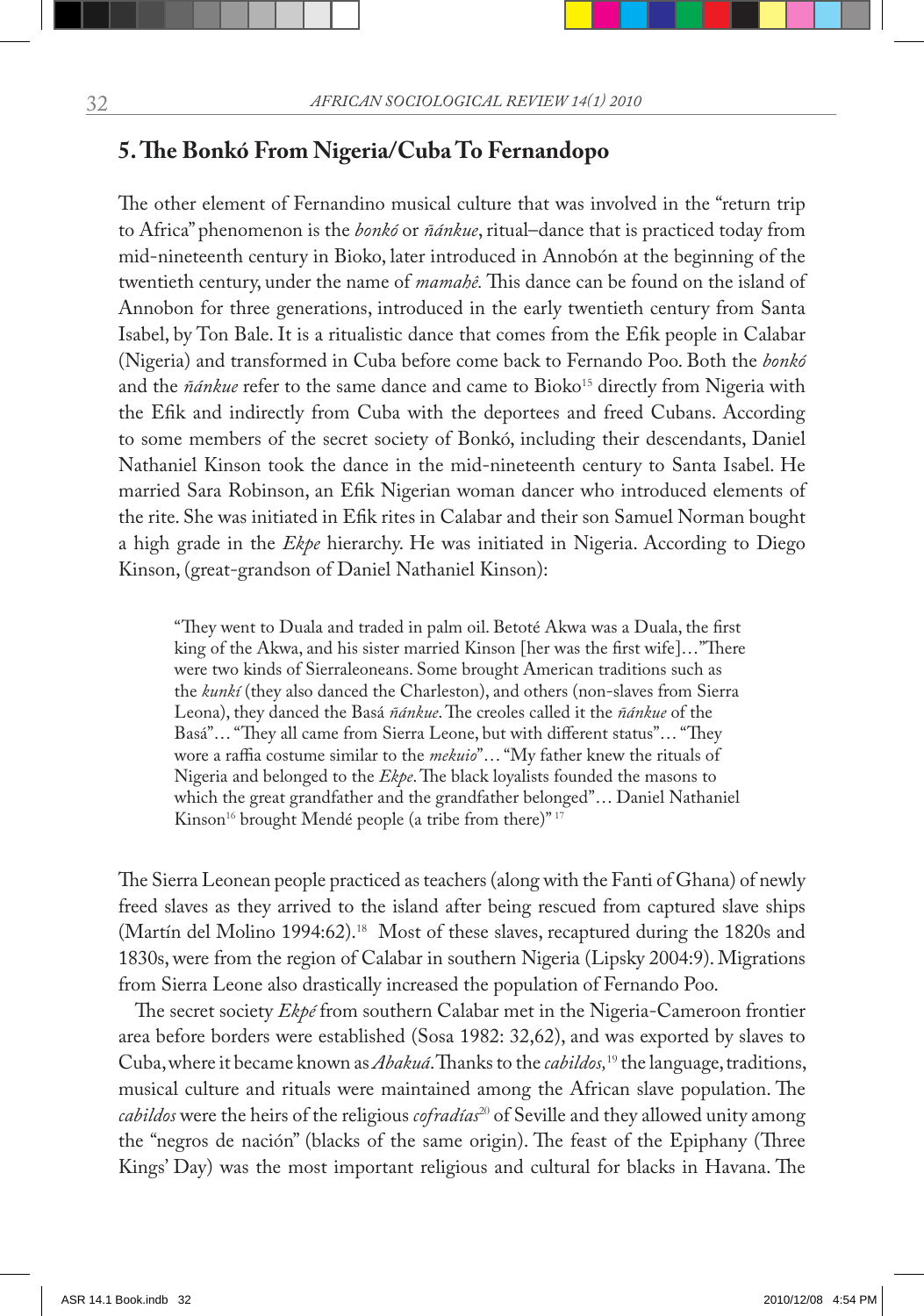## 5. The Bonkó From Nigeria/Cuba To Fernandopo

The other element of Fernandino musical culture that was involved in the "return trip to Africa" phenomenon is the *bonkó* or *ñánkue*, ritual–dance that is practiced today from mid-nineteenth century in Bioko, later introduced in Annobón at the beginning of the twentieth century, under the name of *mamahê*. This dance can be found on the island of Annobon for three generations, introduced in the early twentieth century from Santa Isabel, by Ton Bale. It is a ritualistic dance that comes from the Efik people in Calabar (Nigeria) and transformed in Cuba before come back to Fernando Poo. Both the *bonkó* and the *ñánkue* refer to the same dance and came to Bioko[15] directly from Nigeria with the Efik and indirectly from Cuba with the deportees and freed Cubans. According to some members of the secret society of Bonkó, including their descendants, Daniel Nathaniel Kinson took the dance in the mid-nineteenth century to Santa Isabel. He married Sara Robinson, an Efik Nigerian woman dancer who introduced elements of the rite. She was initiated in Efik rites in Calabar and their son Samuel Norman bought a high grade in the *Ekpe* hierarchy. He was initiated in Nigeria. According to Diego Kinson, (great-grandson of Daniel Nathaniel Kinson):

> "They went to Duala and traded in palm oil. Betoté Akwa was a Duala, the first king of the Akwa, and his sister married Kinson [her was the first wife]…"There were two kinds of Sierraleoneans. Some brought American traditions such as the *kunkí* (they also danced the Charleston), and others (non-slaves from Sierra Leona), they danced the Basá *ñánkue*. The creoles called it the *ñánkue* of the Basá"… "They all came from Sierra Leone, but with different status"… "They wore a raffia costume similar to the *mekuio*"… "My father knew the rituals of Nigeria and belonged to the *Ekpe*. The black loyalists founded the masons to which the great grandfather and the grandfather belonged"… Daniel Nathaniel Kinson[16] brought Mendé people (a tribe from there)" [17]

The Sierra Leonean people practiced as teachers (along with the Fanti of Ghana) of newly freed slaves as they arrived to the island after being rescued from captured slave ships (Martín del Molino 1994:62).[18] Most of these slaves, recaptured during the 1820s and 1830s, were from the region of Calabar in southern Nigeria (Lipsky 2004:9). Migrations from Sierra Leone also drastically increased the population of Fernando Poo.

The secret society *Ekpé* from southern Calabar met in the Nigeria-Cameroon frontier area before borders were established (Sosa 1982: 32,62), and was exported by slaves to Cuba, where it became known as *Abakuá*. Thanks to the *cabildos*,[19] the language, traditions, musical culture and rituals were maintained among the African slave population. The *cabildos* were the heirs of the religious *cofradías*[20] of Seville and they allowed unity among the "negros de nación" (blacks of the same origin). The feast of the Epiphany (Three Kings' Day) was the most important religious and cultural for blacks in Havana. The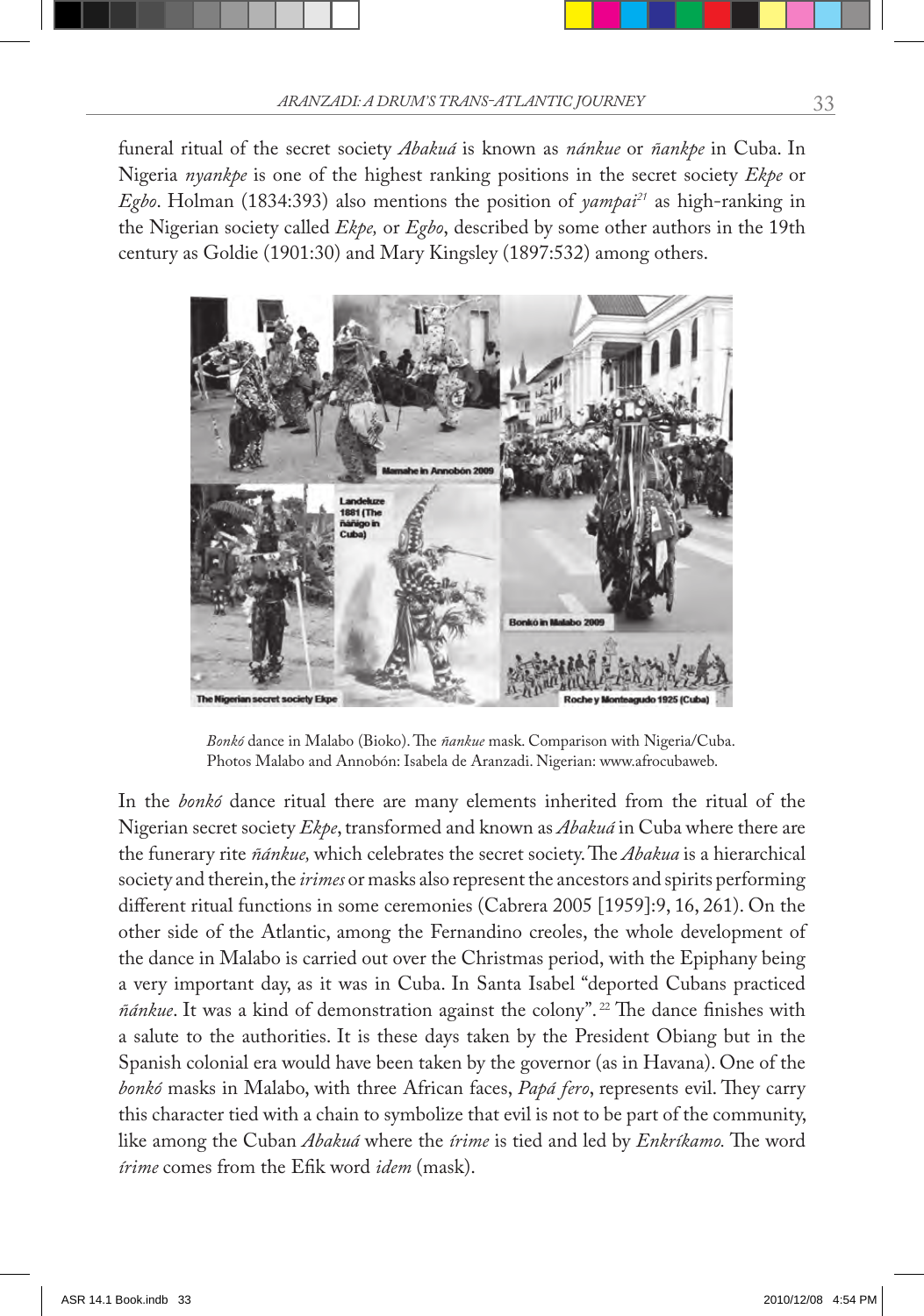funeral ritual of the secret society *Abakuá* is known as *nánkue* or *ñankpe* in Cuba. In Nigeria *nyankpe* is one of the highest ranking positions in the secret society *Ekpe* or *Egbo*. Holman (1834:393) also mentions the position of *yampai*[21] as high-ranking in the Nigerian society called *Ekpe,* or *Egbo*, described by some other authors in the 19th century as Goldie (1901:30) and Mary Kingsley (1897:532) among others.

*Bonkó* dance in Malabo (Bioko). The *ñankue* mask. Comparison with Nigeria/Cuba. Photos Malabo and Annobón: Isabela de Aranzadi. Nigerian: www.afrocubaweb.

In the *bonkó* dance ritual there are many elements inherited from the ritual of the Nigerian secret society *Ekpe*, transformed and known as *Abakuá* in Cuba where there are the funerary rite *ñánkue,* which celebrates the secret society. The *Abakua* is a hierarchical society and therein, the *irimes* or masks also represent the ancestors and spirits performing different ritual functions in some ceremonies (Cabrera 2005 [1959]:9, 16, 261). On the other side of the Atlantic, among the Fernandino creoles, the whole development of the dance in Malabo is carried out over the Christmas period, with the Epiphany being a very important day, as it was in Cuba. In Santa Isabel "deported Cubans practiced *ñánkue*. It was a kind of demonstration against the colony".[22] The dance finishes with a salute to the authorities. It is these days taken by the President Obiang but in the Spanish colonial era would have been taken by the governor (as in Havana). One of the *bonkó* masks in Malabo, with three African faces, *Papá fero*, represents evil. They carry this character tied with a chain to symbolize that evil is not to be part of the community, like among the Cuban *Abakuá* where the *írime* is tied and led by *Enkríkamo.* The word *írime* comes from the Efik word *idem* (mask).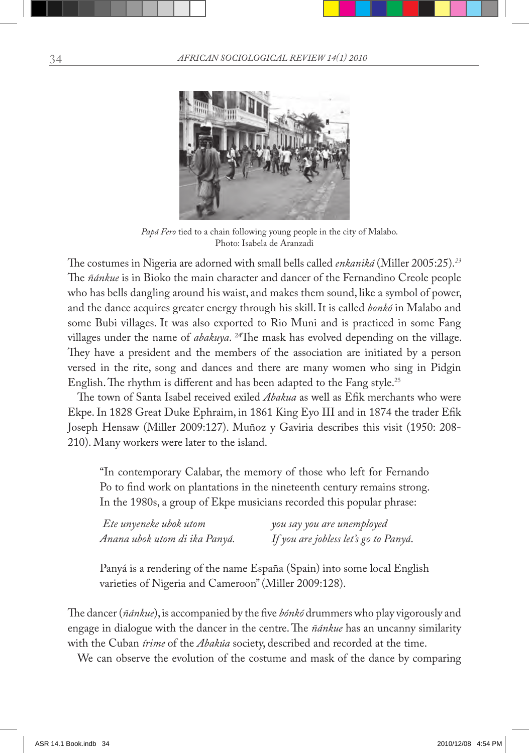*Papá Fero* tied to a chain following young people in the city of Malabo.
Photo: Isabela de Aranzadi

The costumes in Nigeria are adorned with small bells called *enkaniká* (Miller 2005:25).[23] The *ñánkue* is in Bioko the main character and dancer of the Fernandino Creole people who has bells dangling around his waist, and makes them sound, like a symbol of power, and the dance acquires greater energy through his skill. It is called *bonkó* in Malabo and some Bubi villages. It was also exported to Rio Muni and is practiced in some Fang villages under the name of *abakuya*. [24]The mask has evolved depending on the village. They have a president and the members of the association are initiated by a person versed in the rite, song and dances and there are many women who sing in Pidgin English. The rhythm is different and has been adapted to the Fang style.[25]

The town of Santa Isabel received exiled *Abakua* as well as Efik merchants who were Ekpe. In 1828 Great Duke Ephraim, in 1861 King Eyo III and in 1874 the trader Efik Joseph Hensaw (Miller 2009:127). Muñoz y Gaviria describes this visit (1950: 208-210). Many workers were later to the island.

> "In contemporary Calabar, the memory of those who left for Fernando Po to find work on plantations in the nineteenth century remains strong. In the 1980s, a group of Ekpe musicians recorded this popular phrase:
>
> | | |
> |---|---|
> | *Ete unyeneke ubok utom* | *you say you are unemployed* |
> | *Anana ubok utom di ika Panyá.* | *If you are jobless let's go to Panyá.* |
>
> Panyá is a rendering of the name España (Spain) into some local English varieties of Nigeria and Cameroon" (Miller 2009:128).

The dancer (*ñánkue*), is accompanied by the five *bónkó* drummers who play vigorously and engage in dialogue with the dancer in the centre. The *ñánkue* has an uncanny similarity with the Cuban *írime* of the *Abakúa* society, described and recorded at the time.

We can observe the evolution of the costume and mask of the dance by comparing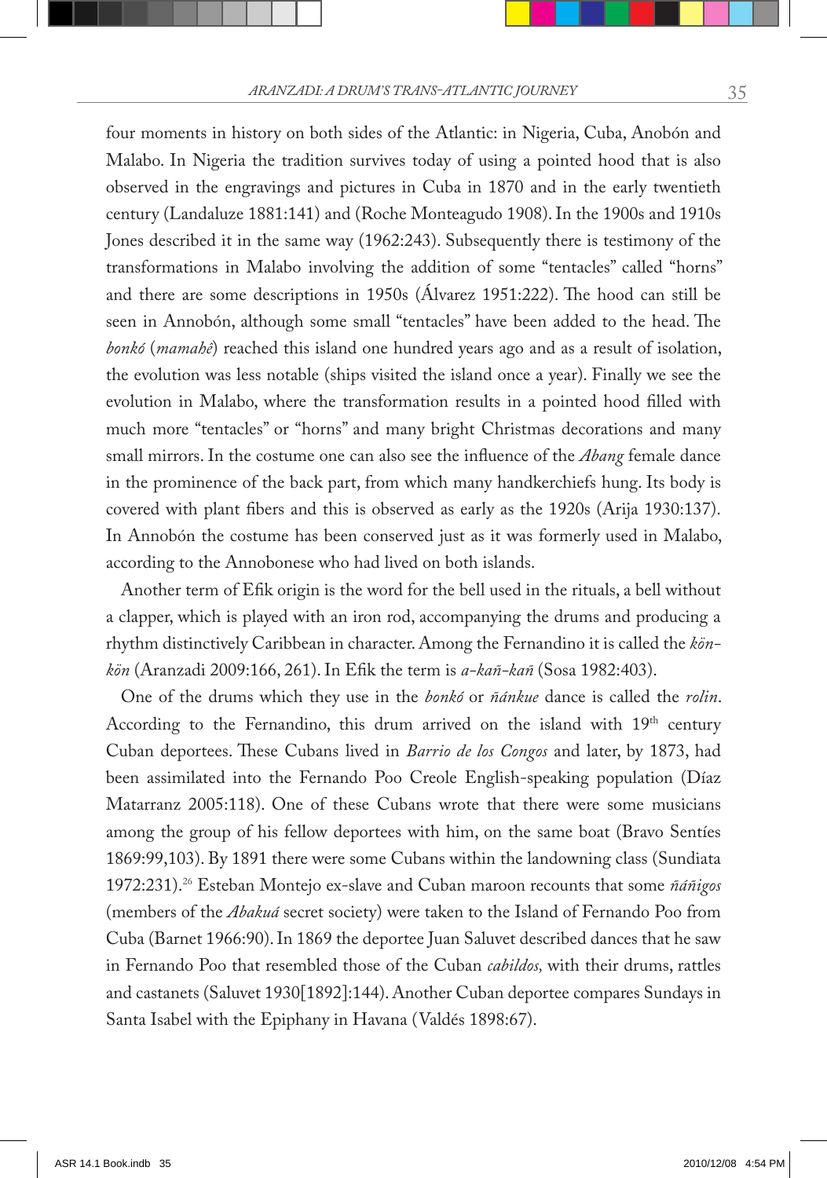four moments in history on both sides of the Atlantic: in Nigeria, Cuba, Anobón and Malabo. In Nigeria the tradition survives today of using a pointed hood that is also observed in the engravings and pictures in Cuba in 1870 and in the early twentieth century (Landaluze 1881:141) and (Roche Monteagudo 1908). In the 1900s and 1910s Jones described it in the same way (1962:243). Subsequently there is testimony of the transformations in Malabo involving the addition of some "tentacles" called "horns" and there are some descriptions in 1950s (Álvarez 1951:222). The hood can still be seen in Annobón, although some small "tentacles" have been added to the head. The *bonkó* (*mamahê*) reached this island one hundred years ago and as a result of isolation, the evolution was less notable (ships visited the island once a year). Finally we see the evolution in Malabo, where the transformation results in a pointed hood filled with much more "tentacles" or "horns" and many bright Christmas decorations and many small mirrors. In the costume one can also see the influence of the *Abang* female dance in the prominence of the back part, from which many handkerchiefs hung. Its body is covered with plant fibers and this is observed as early as the 1920s (Arija 1930:137). In Annobón the costume has been conserved just as it was formerly used in Malabo, according to the Annobonese who had lived on both islands.

Another term of Efik origin is the word for the bell used in the rituals, a bell without a clapper, which is played with an iron rod, accompanying the drums and producing a rhythm distinctively Caribbean in character. Among the Fernandino it is called the *kön-kön* (Aranzadi 2009:166, 261). In Efik the term is *a-kañ-kañ* (Sosa 1982:403).

One of the drums which they use in the *bonkó* or *ñánkue* dance is called the *rolin*. According to the Fernandino, this drum arrived on the island with 19th century Cuban deportees. These Cubans lived in *Barrio de los Congos* and later, by 1873, had been assimilated into the Fernando Poo Creole English-speaking population (Díaz Matarranz 2005:118). One of these Cubans wrote that there were some musicians among the group of his fellow deportees with him, on the same boat (Bravo Sentíes 1869:99,103). By 1891 there were some Cubans within the landowning class (Sundiata 1972:231).[26] Esteban Montejo ex-slave and Cuban maroon recounts that some *ñáñigos* (members of the *Abakuá* secret society) were taken to the Island of Fernando Poo from Cuba (Barnet 1966:90). In 1869 the deportee Juan Saluvet described dances that he saw in Fernando Poo that resembled those of the Cuban *cabildos,* with their drums, rattles and castanets (Saluvet 1930[1892]:144). Another Cuban deportee compares Sundays in Santa Isabel with the Epiphany in Havana (Valdés 1898:67).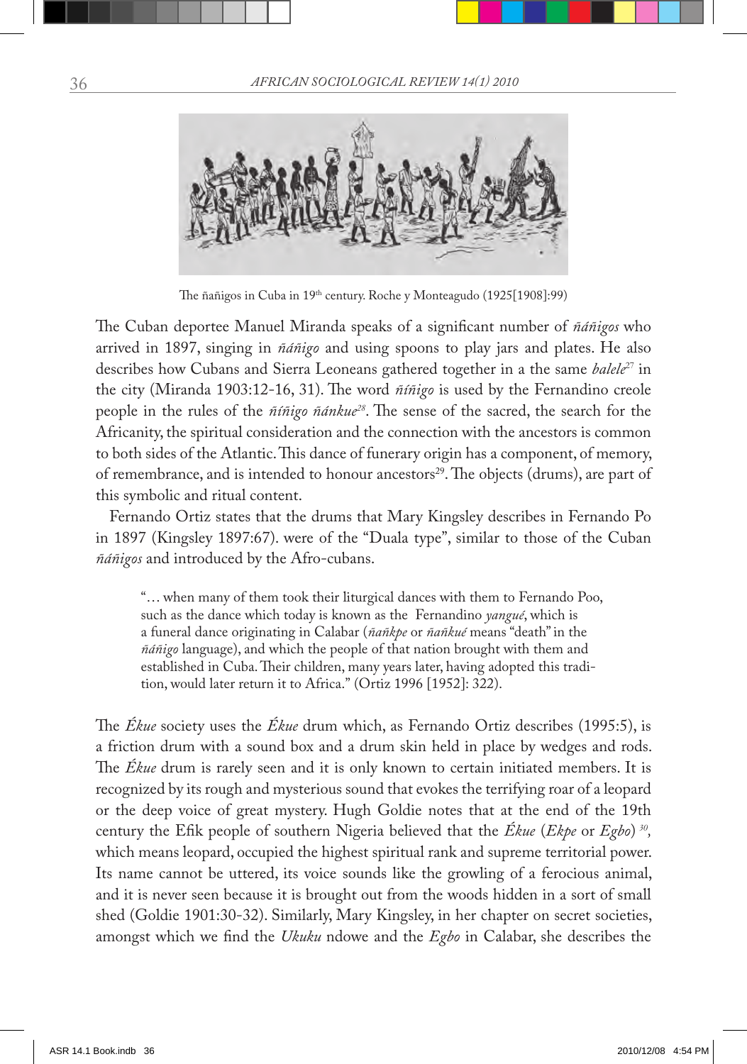The ñañigos in Cuba in 19th century. Roche y Monteagudo (1925[1908]:99)

The Cuban deportee Manuel Miranda speaks of a significant number of *ñáñigos* who arrived in 1897, singing in *ñáñigo* and using spoons to play jars and plates. He also describes how Cubans and Sierra Leoneans gathered together in a the same *balele*[27] in the city (Miranda 1903:12-16, 31). The word *ñíñigo* is used by the Fernandino creole people in the rules of the *ñíñigo ñánkue*[28]. The sense of the sacred, the search for the Africanity, the spiritual consideration and the connection with the ancestors is common to both sides of the Atlantic. This dance of funerary origin has a component, of memory, of remembrance, and is intended to honour ancestors[29]. The objects (drums), are part of this symbolic and ritual content.

Fernando Ortiz states that the drums that Mary Kingsley describes in Fernando Po in 1897 (Kingsley 1897:67). were of the "Duala type", similar to those of the Cuban *ñáñigos* and introduced by the Afro-cubans.

> "… when many of them took their liturgical dances with them to Fernando Poo, such as the dance which today is known as the Fernandino *yangué*, which is a funeral dance originating in Calabar (*ñañkpe* or *ñañkué* means "death" in the *ñáñigo* language), and which the people of that nation brought with them and established in Cuba. Their children, many years later, having adopted this tradition, would later return it to Africa." (Ortiz 1996 [1952]: 322).

The *Ékue* society uses the *Ékue* drum which, as Fernando Ortiz describes (1995:5), is a friction drum with a sound box and a drum skin held in place by wedges and rods. The *Ékue* drum is rarely seen and it is only known to certain initiated members. It is recognized by its rough and mysterious sound that evokes the terrifying roar of a leopard or the deep voice of great mystery. Hugh Goldie notes that at the end of the 19th century the Efik people of southern Nigeria believed that the *Ékue* (*Ekpe* or *Egbo*)[30], which means leopard, occupied the highest spiritual rank and supreme territorial power. Its name cannot be uttered, its voice sounds like the growling of a ferocious animal, and it is never seen because it is brought out from the woods hidden in a sort of small shed (Goldie 1901:30-32). Similarly, Mary Kingsley, in her chapter on secret societies, amongst which we find the *Ukuku* ndowe and the *Egbo* in Calabar, she describes the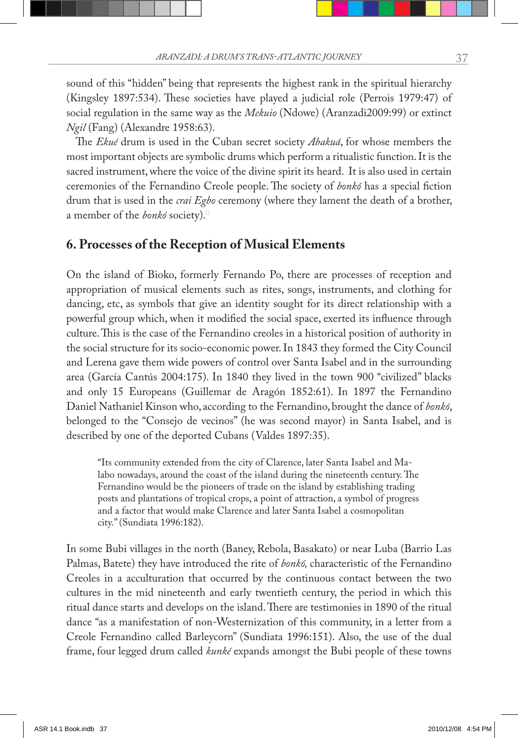sound of this "hidden" being that represents the highest rank in the spiritual hierarchy (Kingsley 1897:534). These societies have played a judicial role (Perrois 1979:47) of social regulation in the same way as the *Mekuio* (Ndowe) (Aranzadi2009:99) or extinct *Ngil* (Fang) (Alexandre 1958:63).

The *Ekué* drum is used in the Cuban secret society *Abakuá*, for whose members the most important objects are symbolic drums which perform a ritualistic function. It is the sacred instrument, where the voice of the divine spirit its heard. It is also used in certain ceremonies of the Fernandino Creole people. The society of *bonkó* has a special fiction drum that is used in the *crai Egbo* ceremony (where they lament the death of a brother, a member of the *bonkó* society).

## 6. Processes of the Reception of Musical Elements

On the island of Bioko, formerly Fernando Po, there are processes of reception and appropriation of musical elements such as rites, songs, instruments, and clothing for dancing, etc, as symbols that give an identity sought for its direct relationship with a powerful group which, when it modified the social space, exerted its influence through culture. This is the case of the Fernandino creoles in a historical position of authority in the social structure for its socio-economic power. In 1843 they formed the City Council and Lerena gave them wide powers of control over Santa Isabel and in the surrounding area (García Cantús 2004:175). In 1840 they lived in the town 900 "civilized" blacks and only 15 Europeans (Guillemar de Aragón 1852:61). In 1897 the Fernandino Daniel Nathaniel Kinson who, according to the Fernandino, brought the dance of *bonkó*, belonged to the "Consejo de vecinos" (he was second mayor) in Santa Isabel, and is described by one of the deported Cubans (Valdes 1897:35).

> "Its community extended from the city of Clarence, later Santa Isabel and Malabo nowadays, around the coast of the island during the nineteenth century. The Fernandino would be the pioneers of trade on the island by establishing trading posts and plantations of tropical crops, a point of attraction, a symbol of progress and a factor that would make Clarence and later Santa Isabel a cosmopolitan city." (Sundiata 1996:182).

In some Bubi villages in the north (Baney, Rebola, Basakato) or near Luba (Barrio Las Palmas, Batete) they have introduced the rite of *bonkó,* characteristic of the Fernandino Creoles in a acculturation that occurred by the continuous contact between the two cultures in the mid nineteenth and early twentieth century, the period in which this ritual dance starts and develops on the island. There are testimonies in 1890 of the ritual dance "as a manifestation of non-Westernization of this community, in a letter from a Creole Fernandino called Barleycorn" (Sundiata 1996:151). Also, the use of the dual frame, four legged drum called *kunké* expands amongst the Bubi people of these towns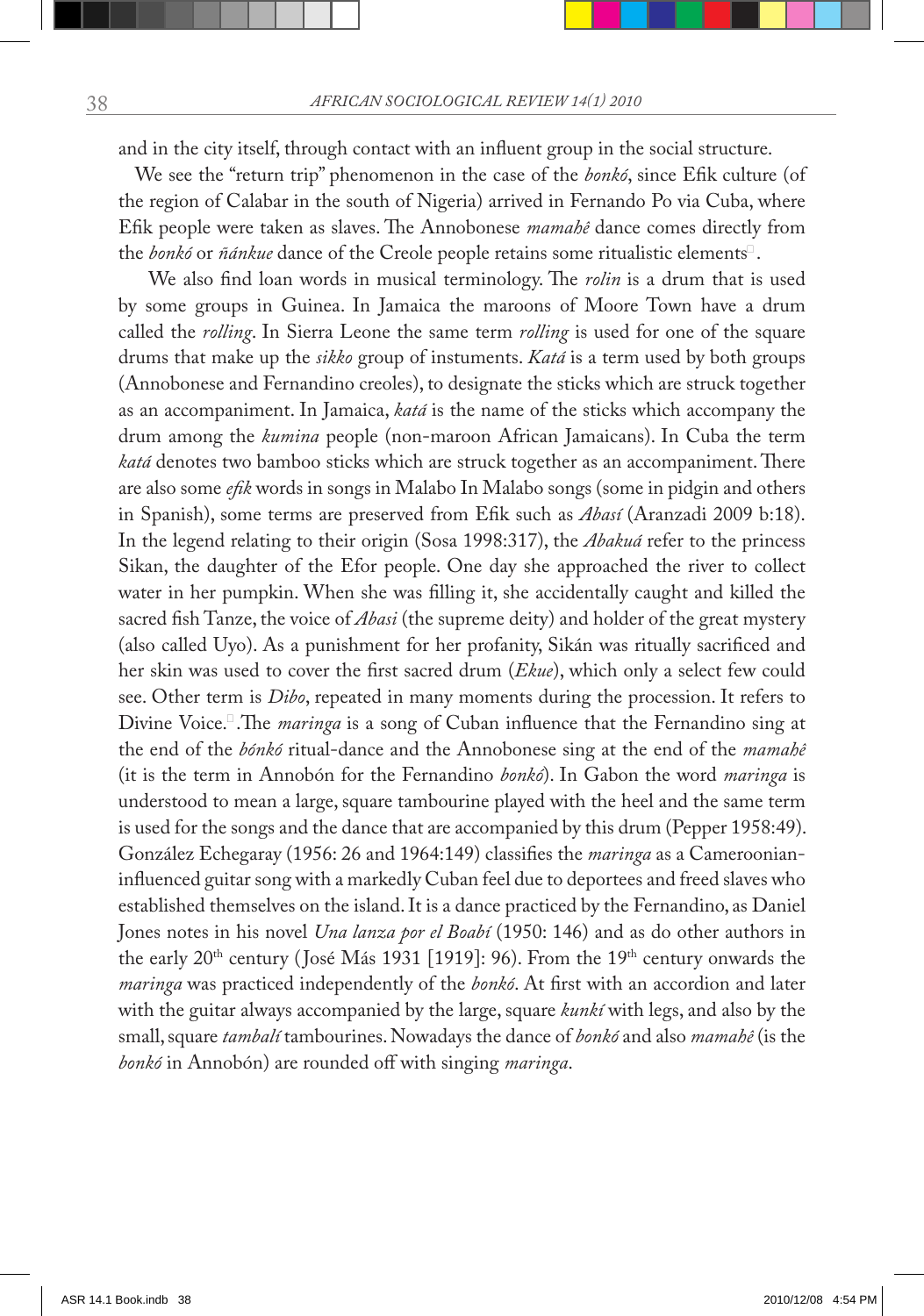and in the city itself, through contact with an influent group in the social structure.

We see the "return trip" phenomenon in the case of the *bonkó*, since Efik culture (of the region of Calabar in the south of Nigeria) arrived in Fernando Po via Cuba, where Efik people were taken as slaves. The Annobonese *mamahê* dance comes directly from the *bonkó* or *ñánkue* dance of the Creole people retains some ritualistic elements.

We also find loan words in musical terminology. The *rolin* is a drum that is used by some groups in Guinea. In Jamaica the maroons of Moore Town have a drum called the *rolling*. In Sierra Leone the same term *rolling* is used for one of the square drums that make up the *sikko* group of instuments. *Katá* is a term used by both groups (Annobonese and Fernandino creoles), to designate the sticks which are struck together as an accompaniment. In Jamaica, *katá* is the name of the sticks which accompany the drum among the *kumina* people (non-maroon African Jamaicans). In Cuba the term *katá* denotes two bamboo sticks which are struck together as an accompaniment. There are also some *efik* words in songs in Malabo In Malabo songs (some in pidgin and others in Spanish), some terms are preserved from Efik such as *Abasí* (Aranzadi 2009 b:18). In the legend relating to their origin (Sosa 1998:317), the *Abakuá* refer to the princess Sikan, the daughter of the Efor people. One day she approached the river to collect water in her pumpkin. When she was filling it, she accidentally caught and killed the sacred fish Tanze, the voice of *Abasi* (the supreme deity) and holder of the great mystery (also called Uyo). As a punishment for her profanity, Sikán was ritually sacrificed and her skin was used to cover the first sacred drum (*Ekue*), which only a select few could see. Other term is *Dibo*, repeated in many moments during the procession. It refers to Divine Voice. .The *maringa* is a song of Cuban influence that the Fernandino sing at the end of the *bónkó* ritual-dance and the Annobonese sing at the end of the *mamahê* (it is the term in Annobón for the Fernandino *bonkó*). In Gabon the word *maringa* is understood to mean a large, square tambourine played with the heel and the same term is used for the songs and the dance that are accompanied by this drum (Pepper 1958:49). González Echegaray (1956: 26 and 1964:149) classifies the *maringa* as a Cameroonian-influenced guitar song with a markedly Cuban feel due to deportees and freed slaves who established themselves on the island. It is a dance practiced by the Fernandino, as Daniel Jones notes in his novel *Una lanza por el Boabí* (1950: 146) and as do other authors in the early 20th century (José Más 1931 [1919]: 96). From the 19th century onwards the *maringa* was practiced independently of the *bonkó*. At first with an accordion and later with the guitar always accompanied by the large, square *kunkí* with legs, and also by the small, square *tambalí* tambourines. Nowadays the dance of *bonkó* and also *mamahê* (is the *bonkó* in Annobón) are rounded off with singing *maringa*.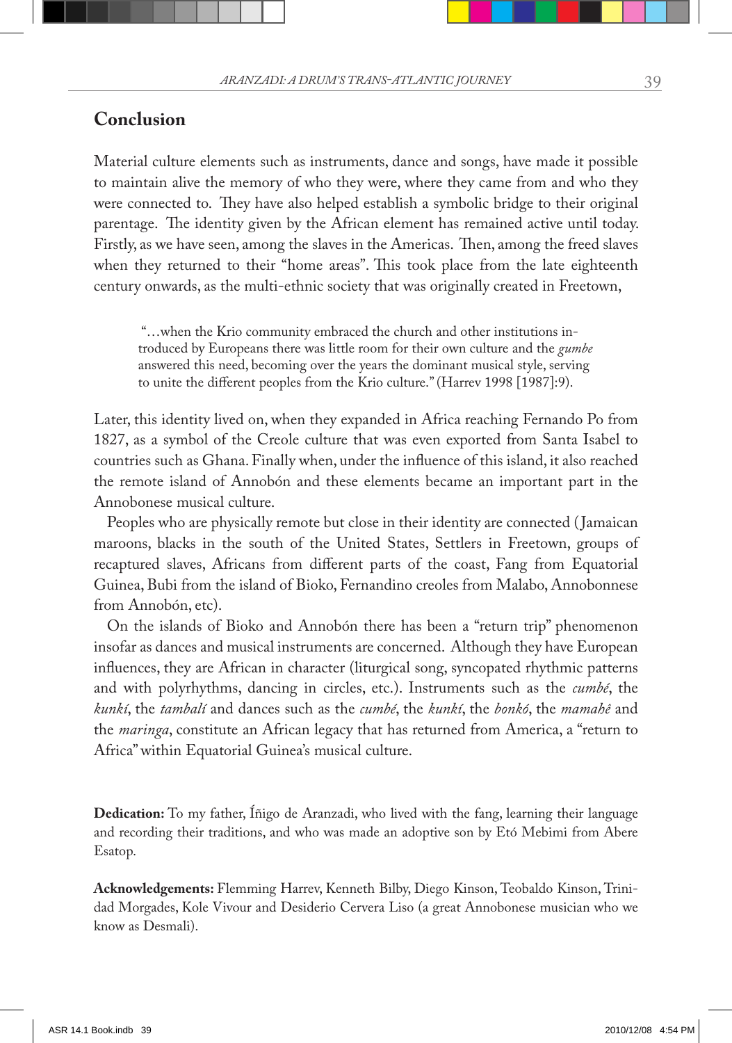## Conclusion

Material culture elements such as instruments, dance and songs, have made it possible to maintain alive the memory of who they were, where they came from and who they were connected to. They have also helped establish a symbolic bridge to their original parentage. The identity given by the African element has remained active until today. Firstly, as we have seen, among the slaves in the Americas. Then, among the freed slaves when they returned to their "home areas". This took place from the late eighteenth century onwards, as the multi-ethnic society that was originally created in Freetown,

> "…when the Krio community embraced the church and other institutions introduced by Europeans there was little room for their own culture and the *gumbe* answered this need, becoming over the years the dominant musical style, serving to unite the different peoples from the Krio culture." (Harrev 1998 [1987]:9).

Later, this identity lived on, when they expanded in Africa reaching Fernando Po from 1827, as a symbol of the Creole culture that was even exported from Santa Isabel to countries such as Ghana. Finally when, under the influence of this island, it also reached the remote island of Annobón and these elements became an important part in the Annobonese musical culture.

Peoples who are physically remote but close in their identity are connected (Jamaican maroons, blacks in the south of the United States, Settlers in Freetown, groups of recaptured slaves, Africans from different parts of the coast, Fang from Equatorial Guinea, Bubi from the island of Bioko, Fernandino creoles from Malabo, Annobonnese from Annobón, etc).

On the islands of Bioko and Annobón there has been a "return trip" phenomenon insofar as dances and musical instruments are concerned. Although they have European influences, they are African in character (liturgical song, syncopated rhythmic patterns and with polyrhythms, dancing in circles, etc.). Instruments such as the *cumbé*, the *kunkí*, the *tambalí* and dances such as the *cumbé*, the *kunkí*, the *bonkó*, the *mamahê* and the *maringa*, constitute an African legacy that has returned from America, a "return to Africa" within Equatorial Guinea's musical culture.

**Dedication:** To my father, Íñigo de Aranzadi, who lived with the fang, learning their language and recording their traditions, and who was made an adoptive son by Etó Mebimi from Abere Esatop.

**Acknowledgements:** Flemming Harrev, Kenneth Bilby, Diego Kinson, Teobaldo Kinson, Trinidad Morgades, Kole Vivour and Desiderio Cervera Liso (a great Annobonese musician who we know as Desmali).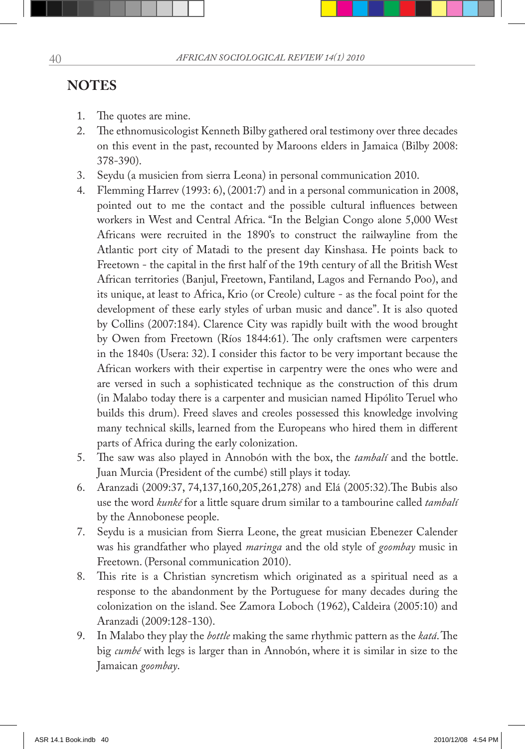## NOTES

1. The quotes are mine.
2. The ethnomusicologist Kenneth Bilby gathered oral testimony over three decades on this event in the past, recounted by Maroons elders in Jamaica (Bilby 2008: 378-390).
3. Seydu (a musicien from sierra Leona) in personal communication 2010.
4. Flemming Harrev (1993: 6), (2001:7) and in a personal communication in 2008, pointed out to me the contact and the possible cultural influences between workers in West and Central Africa. "In the Belgian Congo alone 5,000 West Africans were recruited in the 1890's to construct the railwayline from the Atlantic port city of Matadi to the present day Kinshasa. He points back to Freetown - the capital in the first half of the 19th century of all the British West African territories (Banjul, Freetown, Fantiland, Lagos and Fernando Poo), and its unique, at least to Africa, Krio (or Creole) culture - as the focal point for the development of these early styles of urban music and dance". It is also quoted by Collins (2007:184). Clarence City was rapidly built with the wood brought by Owen from Freetown (Ríos 1844:61). The only craftsmen were carpenters in the 1840s (Usera: 32). I consider this factor to be very important because the African workers with their expertise in carpentry were the ones who were and are versed in such a sophisticated technique as the construction of this drum (in Malabo today there is a carpenter and musician named Hipólito Teruel who builds this drum). Freed slaves and creoles possessed this knowledge involving many technical skills, learned from the Europeans who hired them in different parts of Africa during the early colonization.
5. The saw was also played in Annobón with the box, the *tambalí* and the bottle. Juan Murcia (President of the cumbé) still plays it today.
6. Aranzadi (2009:37, 74,137,160,205,261,278) and Elá (2005:32).The Bubis also use the word *kunké* for a little square drum similar to a tambourine called *tambalí* by the Annobonese people.
7. Seydu is a musician from Sierra Leone, the great musician Ebenezer Calender was his grandfather who played *maringa* and the old style of *goombay* music in Freetown. (Personal communication 2010).
8. This rite is a Christian syncretism which originated as a spiritual need as a response to the abandonment by the Portuguese for many decades during the colonization on the island. See Zamora Loboch (1962), Caldeira (2005:10) and Aranzadi (2009:128-130).
9. In Malabo they play the *bottle* making the same rhythmic pattern as the *katá*. The big *cumbé* with legs is larger than in Annobón, where it is similar in size to the Jamaican *goombay*.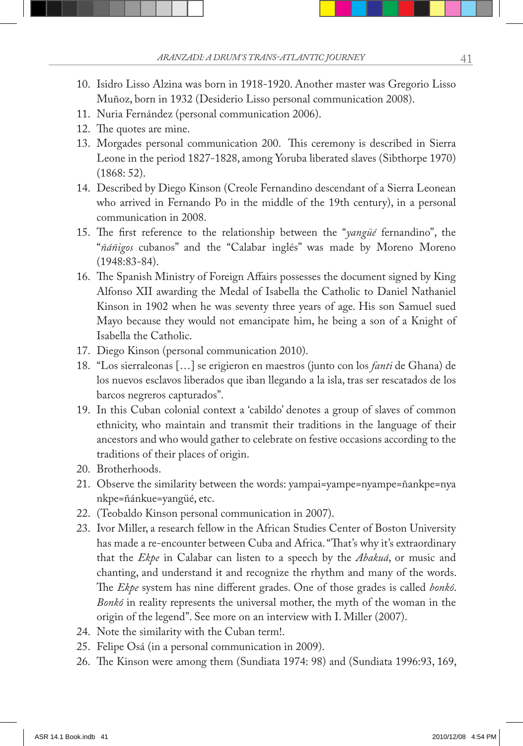10. Isidro Lisso Alzina was born in 1918-1920. Another master was Gregorio Lisso Muñoz, born in 1932 (Desiderio Lisso personal communication 2008).
11. Nuria Fernández (personal communication 2006).
12. The quotes are mine.
13. Morgades personal communication 200. This ceremony is described in Sierra Leone in the period 1827-1828, among Yoruba liberated slaves (Sibthorpe 1970) (1868: 52).
14. Described by Diego Kinson (Creole Fernandino descendant of a Sierra Leonean who arrived in Fernando Po in the middle of the 19th century), in a personal communication in 2008.
15. The first reference to the relationship between the "*yangüé* fernandino", the "*ñáñigos* cubanos" and the "Calabar inglés" was made by Moreno Moreno (1948:83-84).
16. The Spanish Ministry of Foreign Affairs possesses the document signed by King Alfonso XII awarding the Medal of Isabella the Catholic to Daniel Nathaniel Kinson in 1902 when he was seventy three years of age. His son Samuel sued Mayo because they would not emancipate him, he being a son of a Knight of Isabella the Catholic.
17. Diego Kinson (personal communication 2010).
18. "Los sierraleonas [...] se erigieron en maestros (junto con los *fanti* de Ghana) de los nuevos esclavos liberados que iban llegando a la isla, tras ser rescatados de los barcos negreros capturados".
19. In this Cuban colonial context a 'cabildo' denotes a group of slaves of common ethnicity, who maintain and transmit their traditions in the language of their ancestors and who would gather to celebrate on festive occasions according to the traditions of their places of origin.
20. Brotherhoods.
21. Observe the similarity between the words: yampai=yampe=nyampe=ñankpe=nyankpe=ñánkue=yangüé, etc.
22. (Teobaldo Kinson personal communication in 2007).
23. Ivor Miller, a research fellow in the African Studies Center of Boston University has made a re-encounter between Cuba and Africa. "That's why it's extraordinary that the *Ekpe* in Calabar can listen to a speech by the *Abakuá*, or music and chanting, and understand it and recognize the rhythm and many of the words. The *Ekpe* system has nine different grades. One of those grades is called *bonkó*. *Bonkó* in reality represents the universal mother, the myth of the woman in the origin of the legend". See more on an interview with I. Miller (2007).
24. Note the similarity with the Cuban term!.
25. Felipe Osá (in a personal communication in 2009).
26. The Kinson were among them (Sundiata 1974: 98) and (Sundiata 1996:93, 169,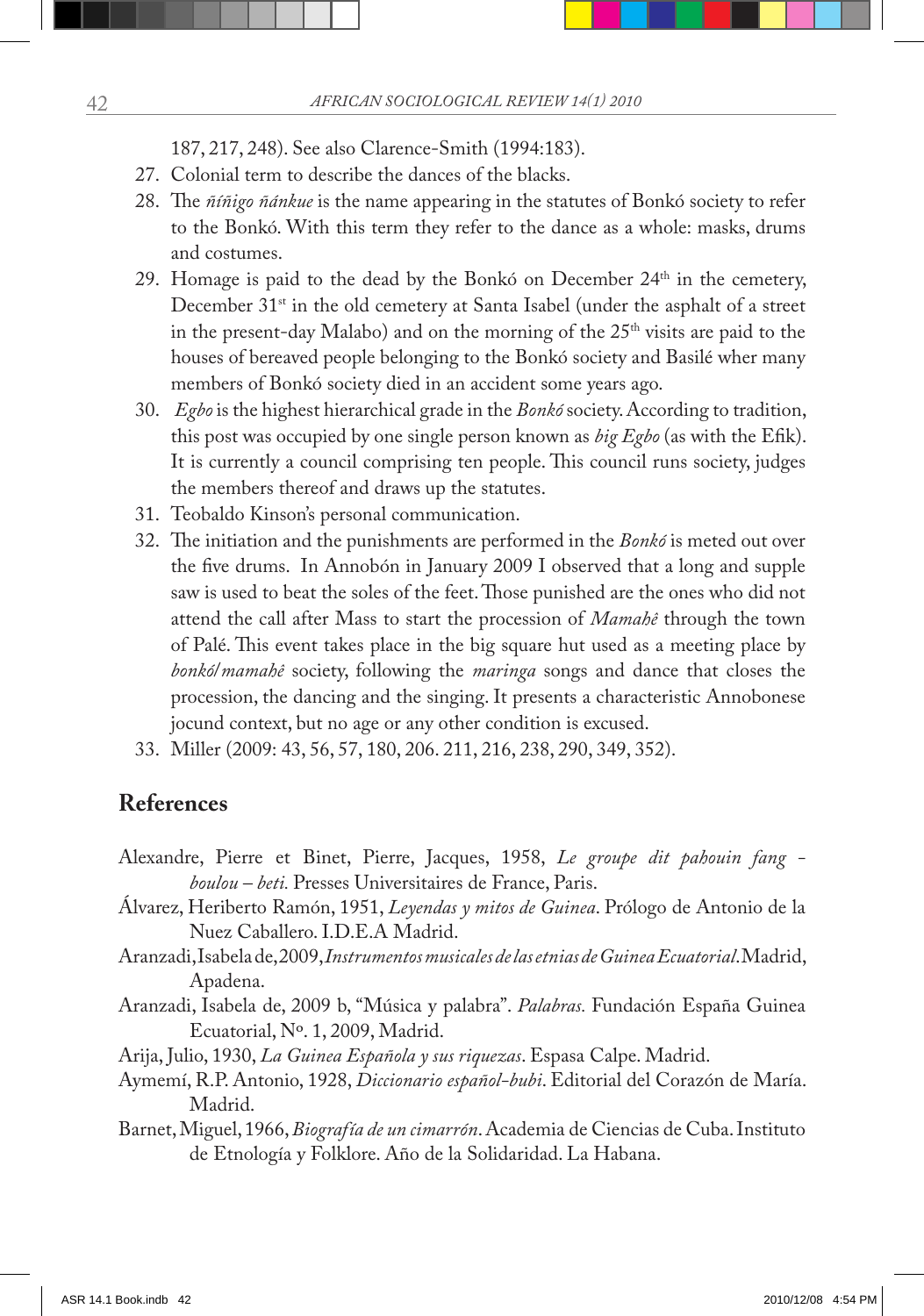187, 217, 248). See also Clarence-Smith (1994:183).

27. Colonial term to describe the dances of the blacks.
28. The *ñíñigo ñánkue* is the name appearing in the statutes of Bonkó society to refer to the Bonkó. With this term they refer to the dance as a whole: masks, drums and costumes.
29. Homage is paid to the dead by the Bonkó on December 24th in the cemetery, December 31st in the old cemetery at Santa Isabel (under the asphalt of a street in the present-day Malabo) and on the morning of the 25th visits are paid to the houses of bereaved people belonging to the Bonkó society and Basilé wher many members of Bonkó society died in an accident some years ago.
30. *Egbo* is the highest hierarchical grade in the *Bonkó* society. According to tradition, this post was occupied by one single person known as *big Egbo* (as with the Efik). It is currently a council comprising ten people. This council runs society, judges the members thereof and draws up the statutes.
31. Teobaldo Kinson's personal communication.
32. The initiation and the punishments are performed in the *Bonkó* is meted out over the five drums. In Annobón in January 2009 I observed that a long and supple saw is used to beat the soles of the feet. Those punished are the ones who did not attend the call after Mass to start the procession of *Mamahê* through the town of Palé. This event takes place in the big square hut used as a meeting place by *bonkó/mamahê* society, following the *maringa* songs and dance that closes the procession, the dancing and the singing. It presents a characteristic Annobonese jocund context, but no age or any other condition is excused.
33. Miller (2009: 43, 56, 57, 180, 206. 211, 216, 238, 290, 349, 352).

## References

Alexandre, Pierre et Binet, Pierre, Jacques, 1958, *Le groupe dit pahouin fang - boulou – beti.* Presses Universitaires de France, Paris.

Álvarez, Heriberto Ramón, 1951, *Leyendas y mitos de Guinea*. Prólogo de Antonio de la Nuez Caballero. I.D.E.A Madrid.

Aranzadi, Isabela de, 2009, *Instrumentos musicales de las etnias de Guinea Ecuatorial*. Madrid, Apadena.

Aranzadi, Isabela de, 2009 b, "Música y palabra". *Palabras.* Fundación España Guinea Ecuatorial, Nº. 1, 2009, Madrid.

Arija, Julio, 1930, *La Guinea Española y sus riquezas*. Espasa Calpe. Madrid.

Aymemí, R.P. Antonio, 1928, *Diccionario español-bubi*. Editorial del Corazón de María. Madrid.

Barnet, Miguel, 1966, *Biografía de un cimarrón*. Academia de Ciencias de Cuba. Instituto de Etnología y Folklore. Año de la Solidaridad. La Habana.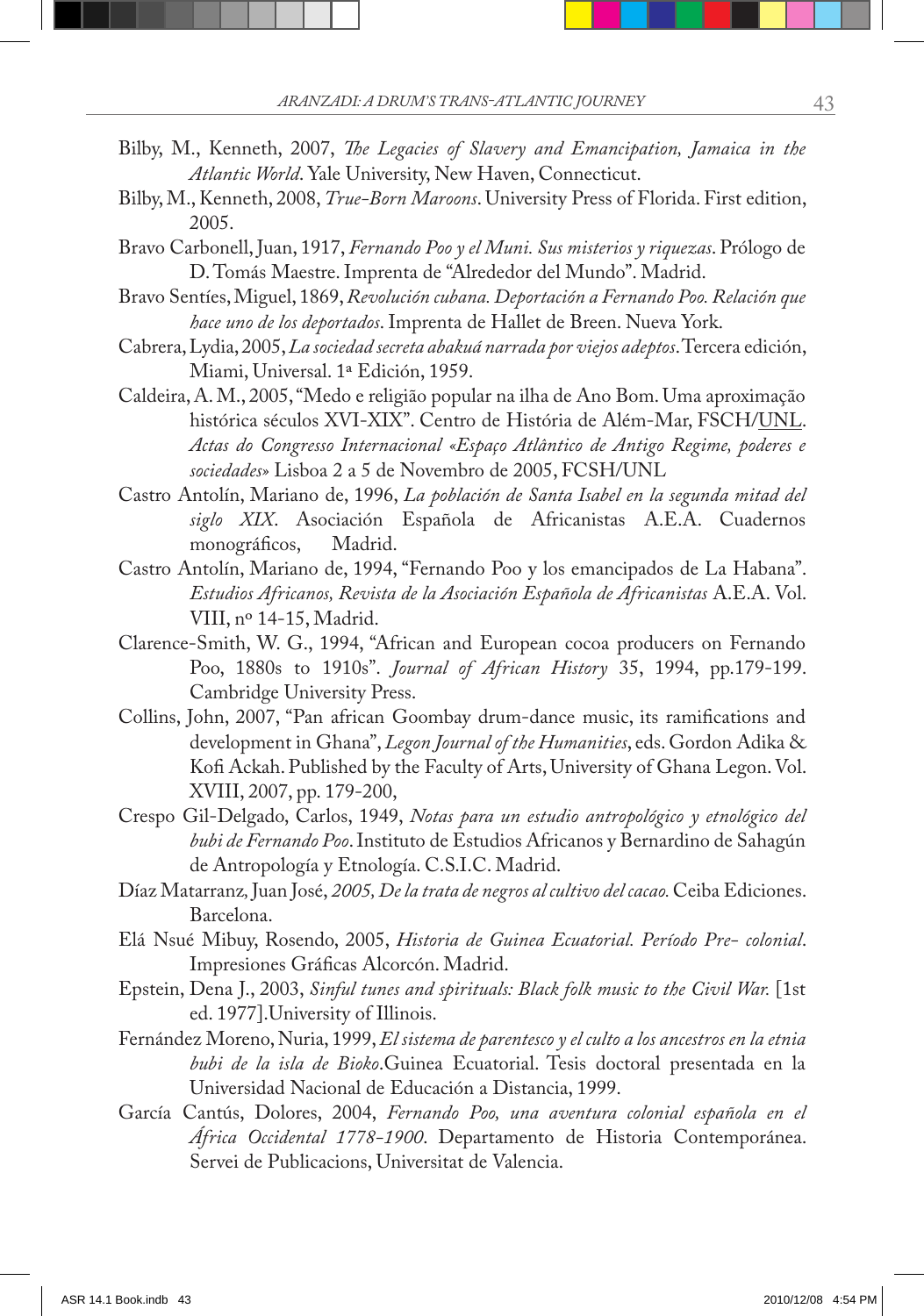Bilby, M., Kenneth, 2007, *The Legacies of Slavery and Emancipation, Jamaica in the Atlantic World*. Yale University, New Haven, Connecticut.

Bilby, M., Kenneth, 2008, *True-Born Maroons*. University Press of Florida. First edition, 2005.

Bravo Carbonell, Juan, 1917, *Fernando Poo y el Muni. Sus misterios y riquezas*. Prólogo de D. Tomás Maestre. Imprenta de "Alrededor del Mundo". Madrid.

Bravo Sentíes, Miguel, 1869, *Revolución cubana. Deportación a Fernando Poo. Relación que hace uno de los deportados*. Imprenta de Hallet de Breen. Nueva York.

Cabrera, Lydia, 2005, *La sociedad secreta abakuá narrada por viejos adeptos*. Tercera edición, Miami, Universal. 1ª Edición, 1959.

Caldeira, A. M., 2005, "Medo e religião popular na ilha de Ano Bom. Uma aproximação histórica séculos XVI-XIX". Centro de História de Além-Mar, FSCH/UNL. *Actas do Congresso Internacional «Espaço Atlântico de Antigo Regime, poderes e sociedades»* Lisboa 2 a 5 de Novembro de 2005, FCSH/UNL

Castro Antolín, Mariano de, 1996, *La población de Santa Isabel en la segunda mitad del siglo XIX*. Asociación Española de Africanistas A.E.A. Cuadernos monográficos, Madrid.

Castro Antolín, Mariano de, 1994, "Fernando Poo y los emancipados de La Habana". *Estudios Africanos, Revista de la Asociación Española de Africanistas* A.E.A. Vol. VIII, nº 14-15, Madrid.

Clarence-Smith, W. G., 1994, "African and European cocoa producers on Fernando Poo, 1880s to 1910s". *Journal of African History* 35, 1994, pp.179-199. Cambridge University Press.

Collins, John, 2007, "Pan african Goombay drum-dance music, its ramifications and development in Ghana", *Legon Journal of the Humanities*, eds. Gordon Adika & Kofi Ackah. Published by the Faculty of Arts, University of Ghana Legon. Vol. XVIII, 2007, pp. 179-200,

Crespo Gil-Delgado, Carlos, 1949, *Notas para un estudio antropológico y etnológico del bubi de Fernando Poo*. Instituto de Estudios Africanos y Bernardino de Sahagún de Antropología y Etnología. C.S.I.C. Madrid.

Díaz Matarranz, Juan José, *2005, De la trata de negros al cultivo del cacao.* Ceiba Ediciones. Barcelona.

Elá Nsué Mibuy, Rosendo, 2005, *Historia de Guinea Ecuatorial. Período Pre- colonial*. Impresiones Gráficas Alcorcón. Madrid.

Epstein, Dena J., 2003, *Sinful tunes and spirituals: Black folk music to the Civil War.* [1st ed. 1977].University of Illinois.

Fernández Moreno, Nuria, 1999, *El sistema de parentesco y el culto a los ancestros en la etnia bubi de la isla de Bioko*.Guinea Ecuatorial. Tesis doctoral presentada en la Universidad Nacional de Educación a Distancia, 1999.

García Cantús, Dolores, 2004, *Fernando Poo, una aventura colonial española en el África Occidental 1778-1900*. Departamento de Historia Contemporánea. Servei de Publicacions, Universitat de Valencia.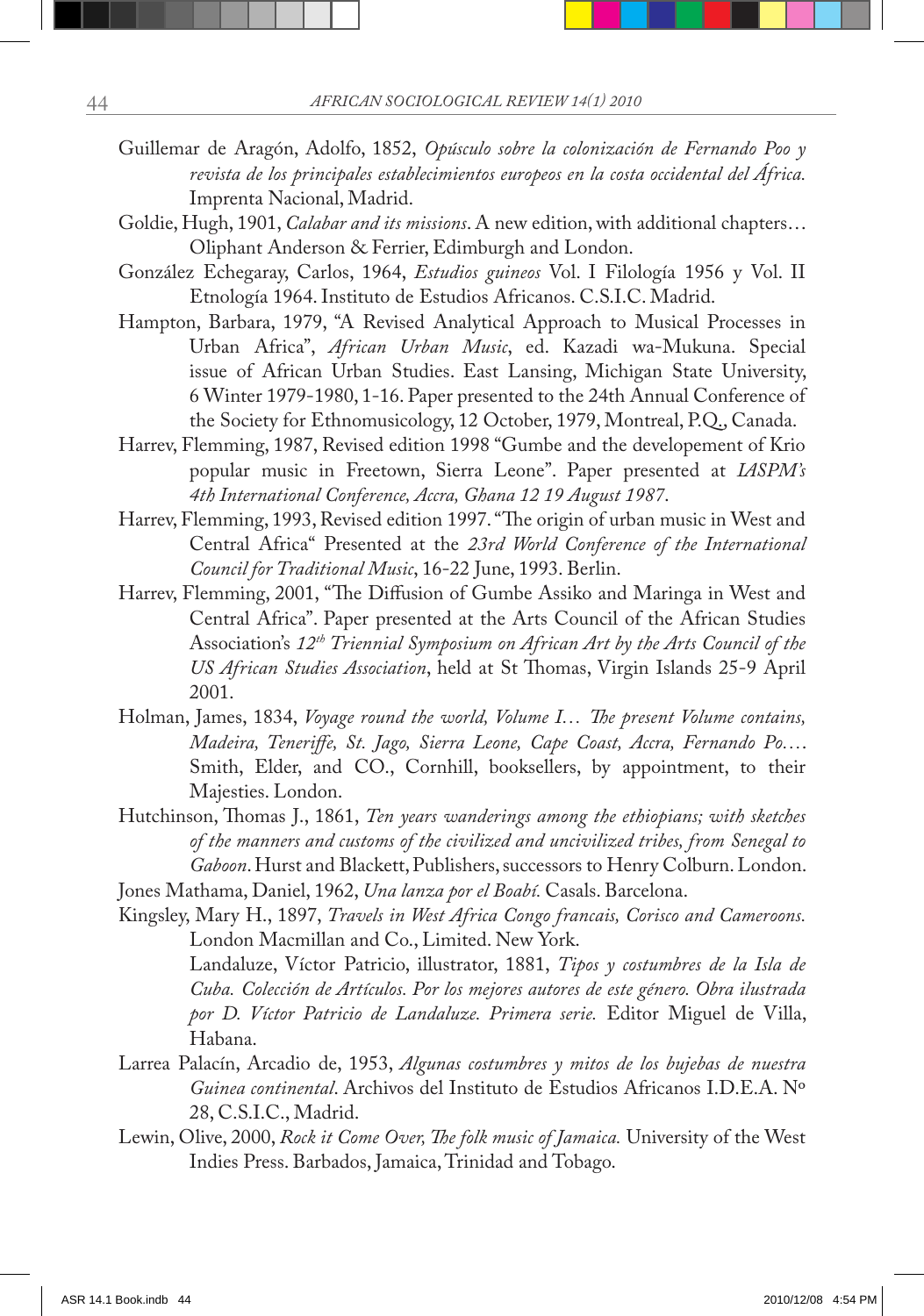Guillemar de Aragón, Adolfo, 1852, *Opúsculo sobre la colonización de Fernando Poo y revista de los principales establecimientos europeos en la costa occidental del África.* Imprenta Nacional, Madrid.

Goldie, Hugh, 1901, *Calabar and its missions*. A new edition, with additional chapters… Oliphant Anderson & Ferrier, Edimburgh and London.

González Echegaray, Carlos, 1964, *Estudios guineos* Vol. I Filología 1956 y Vol. II Etnología 1964. Instituto de Estudios Africanos. C.S.I.C. Madrid.

Hampton, Barbara, 1979, "A Revised Analytical Approach to Musical Processes in Urban Africa", *African Urban Music*, ed. Kazadi wa-Mukuna. Special issue of African Urban Studies. East Lansing, Michigan State University, 6 Winter 1979-1980, 1-16. Paper presented to the 24th Annual Conference of the Society for Ethnomusicology, 12 October, 1979, Montreal, P.Q., Canada.

Harrev, Flemming, 1987, Revised edition 1998 "Gumbe and the developement of Krio popular music in Freetown, Sierra Leone". Paper presented at *IASPM's 4th International Conference, Accra, Ghana 12 19 August 1987*.

Harrev, Flemming, 1993, Revised edition 1997. "The origin of urban music in West and Central Africa" Presented at the *23rd World Conference of the International Council for Traditional Music*, 16-22 June, 1993. Berlin.

Harrev, Flemming, 2001, "The Diffusion of Gumbe Assiko and Maringa in West and Central Africa". Paper presented at the Arts Council of the African Studies Association's *12th Triennial Symposium on African Art by the Arts Council of the US African Studies Association*, held at St Thomas, Virgin Islands 25-9 April 2001.

Holman, James, 1834, *Voyage round the world, Volume I… The present Volume contains, Madeira, Teneriffe, St. Jago, Sierra Leone, Cape Coast, Accra, Fernando Po….* Smith, Elder, and CO., Cornhill, booksellers, by appointment, to their Majesties. London.

Hutchinson, Thomas J., 1861, *Ten years wanderings among the ethiopians; with sketches of the manners and customs of the civilized and uncivilized tribes, from Senegal to Gaboon*. Hurst and Blackett, Publishers, successors to Henry Colburn. London.

Jones Mathama, Daniel, 1962, *Una lanza por el Boabí.* Casals. Barcelona.

Kingsley, Mary H., 1897, *Travels in West Africa Congo francais, Corisco and Cameroons.* London Macmillan and Co., Limited. New York.

Landaluze, Víctor Patricio, illustrator, 1881, *Tipos y costumbres de la Isla de Cuba. Colección de Artículos. Por los mejores autores de este género. Obra ilustrada por D. Víctor Patricio de Landaluze. Primera serie.* Editor Miguel de Villa, Habana.

Larrea Palacín, Arcadio de, 1953, *Algunas costumbres y mitos de los bujebas de nuestra Guinea continental*. Archivos del Instituto de Estudios Africanos I.D.E.A. Nº 28, C.S.I.C., Madrid.

Lewin, Olive, 2000, *Rock it Come Over, The folk music of Jamaica.* University of the West Indies Press. Barbados, Jamaica, Trinidad and Tobago.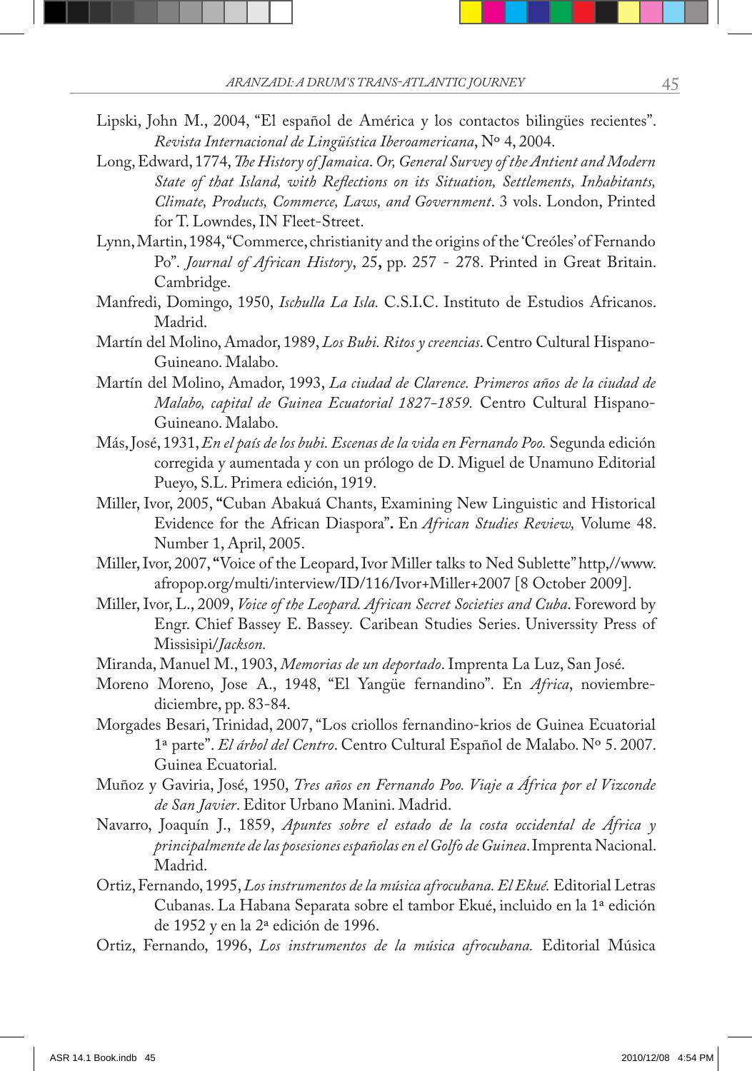Lipski, John M., 2004, "El español de América y los contactos bilingües recientes". *Revista Internacional de Lingüística Iberoamericana*, Nº 4, 2004.

Long, Edward, 1774, *The History of Jamaica. Or, General Survey of the Antient and Modern State of that Island, with Reflections on its Situation, Settlements, Inhabitants, Climate, Products, Commerce, Laws, and Government*. 3 vols. London, Printed for T. Lowndes, IN Fleet-Street.

Lynn, Martin, 1984, "Commerce, christianity and the origins of the 'Creóles' of Fernando Po". *Journal of African History*, 25, pp. 257 - 278. Printed in Great Britain. Cambridge.

Manfredi, Domingo, 1950, *Ischulla La Isla.* C.S.I.C. Instituto de Estudios Africanos. Madrid.

Martín del Molino, Amador, 1989, *Los Bubi. Ritos y creencias*. Centro Cultural Hispano-Guineano. Malabo.

Martín del Molino, Amador, 1993, *La ciudad de Clarence. Primeros años de la ciudad de Malabo, capital de Guinea Ecuatorial 1827-1859.* Centro Cultural Hispano-Guineano. Malabo.

Más, José, 1931, *En el país de los bubi. Escenas de la vida en Fernando Poo.* Segunda edición corregida y aumentada y con un prólogo de D. Miguel de Unamuno Editorial Pueyo, S.L. Primera edición, 1919.

Miller, Ivor, 2005, "Cuban Abakuá Chants, Examining New Linguistic and Historical Evidence for the African Diaspora". En *African Studies Review,* Volume 48. Number 1, April, 2005.

Miller, Ivor, 2007, "Voice of the Leopard, Ivor Miller talks to Ned Sublette" http,//www.afropop.org/multi/interview/ID/116/Ivor+Miller+2007 [8 October 2009].

Miller, Ivor, L., 2009, *Voice of the Leopard. African Secret Societies and Cuba*. Foreword by Engr. Chief Bassey E. Bassey. Caribean Studies Series. Universsity Press of Missisipi/*Jackson.*

Miranda, Manuel M., 1903, *Memorias de un deportado*. Imprenta La Luz, San José.

Moreno Moreno, Jose A., 1948, "El Yangüe fernandino". En *Africa*, noviembre-diciembre, pp. 83-84.

Morgades Besari, Trinidad, 2007, "Los criollos fernandino-krios de Guinea Ecuatorial 1ª parte". *El árbol del Centro*. Centro Cultural Español de Malabo. Nº 5. 2007. Guinea Ecuatorial.

Muñoz y Gaviria, José, 1950, *Tres años en Fernando Poo. Viaje a África por el Vizconde de San Javier*. Editor Urbano Manini. Madrid.

Navarro, Joaquín J., 1859, *Apuntes sobre el estado de la costa occidental de África y principalmente de las posesiones españolas en el Golfo de Guinea*. Imprenta Nacional. Madrid.

Ortiz, Fernando, 1995, *Los instrumentos de la música afrocubana. El Ekué.* Editorial Letras Cubanas. La Habana Separata sobre el tambor Ekué, incluido en la 1ª edición de 1952 y en la 2ª edición de 1996.

Ortiz, Fernando, 1996, *Los instrumentos de la música afrocubana.* Editorial Música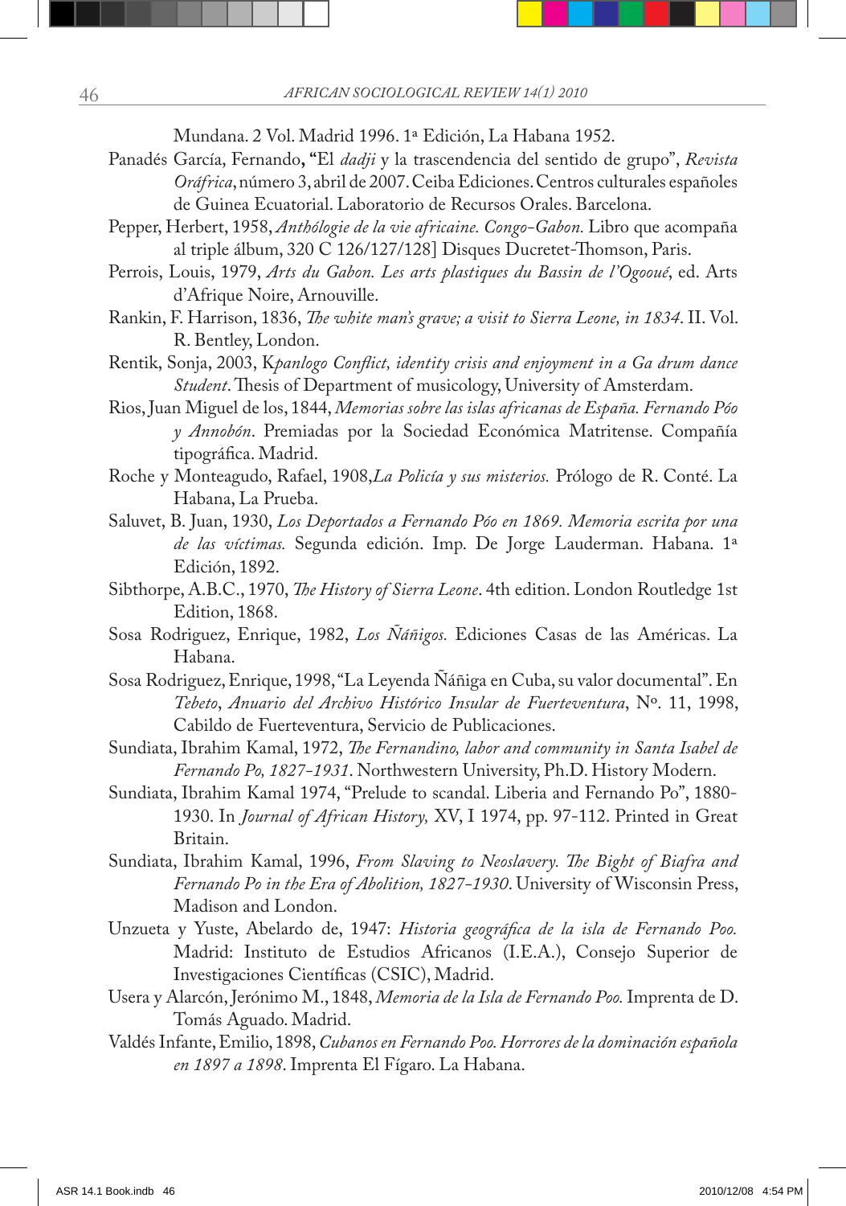Mundana. 2 Vol. Madrid 1996. 1ª Edición, La Habana 1952.

Panadés García, Fernando**,** "El *dadji* y la trascendencia del sentido de grupo", *Revista Oráfrica*, número 3, abril de 2007. Ceiba Ediciones. Centros culturales españoles de Guinea Ecuatorial. Laboratorio de Recursos Orales. Barcelona.

Pepper, Herbert, 1958, *Anthologie de la vie africaine. Congo-Gabon.* Libro que acompaña al triple álbum, 320 C 126/127/128] Disques Ducretet-Thomson, Paris.

Perrois, Louis, 1979, *Arts du Gabon. Les arts plastiques du Bassin de l'Ogooué*, ed. Arts d'Afrique Noire, Arnouville.

Rankin, F. Harrison, 1836, *The white man's grave; a visit to Sierra Leone, in 1834*. II. Vol. R. Bentley, London.

Rentik, Sonja, 2003, K*panlogo Conflict, identity crisis and enjoyment in a Ga drum dance Student*. Thesis of Department of musicology, University of Amsterdam.

Rios, Juan Miguel de los, 1844, *Memorias sobre las islas africanas de España. Fernando Póo y Annobón*. Premiadas por la Sociedad Económica Matritense. Compañía tipográfica. Madrid.

Roche y Monteagudo, Rafael, 1908,*La Policía y sus misterios.* Prólogo de R. Conté. La Habana, La Prueba.

Saluvet, B. Juan, 1930, *Los Deportados a Fernando Póo en 1869. Memoria escrita por una de las víctimas.* Segunda edición. Imp. De Jorge Lauderman. Habana. 1ª Edición, 1892.

Sibthorpe, A.B.C., 1970, *The History of Sierra Leone*. 4th edition. London Routledge 1st Edition, 1868.

Sosa Rodriguez, Enrique, 1982, *Los Ñáñigos.* Ediciones Casas de las Américas. La Habana.

Sosa Rodriguez, Enrique, 1998, "La Leyenda Ñáñiga en Cuba, su valor documental". En *Tebeto*, *Anuario del Archivo Histórico Insular de Fuerteventura*, Nº. 11, 1998, Cabildo de Fuerteventura, Servicio de Publicaciones.

Sundiata, Ibrahim Kamal, 1972, *The Fernandino, labor and community in Santa Isabel de Fernando Po, 1827-1931*. Northwestern University, Ph.D. History Modern.

Sundiata, Ibrahim Kamal 1974, "Prelude to scandal. Liberia and Fernando Po", 1880-1930. In *Journal of African History,* XV, I 1974, pp. 97-112. Printed in Great Britain.

Sundiata, Ibrahim Kamal, 1996, *From Slaving to Neoslavery. The Bight of Biafra and Fernando Po in the Era of Abolition, 1827-1930*. University of Wisconsin Press, Madison and London.

Unzueta y Yuste, Abelardo de, 1947: *Historia geográfica de la isla de Fernando Poo.* Madrid: Instituto de Estudios Africanos (I.E.A.), Consejo Superior de Investigaciones Científicas (CSIC), Madrid.

Usera y Alarcón, Jerónimo M., 1848, *Memoria de la Isla de Fernando Poo.* Imprenta de D. Tomás Aguado. Madrid.

Valdés Infante, Emilio, 1898, *Cubanos en Fernando Poo. Horrores de la dominación española en 1897 a 1898*. Imprenta El Fígaro. La Habana.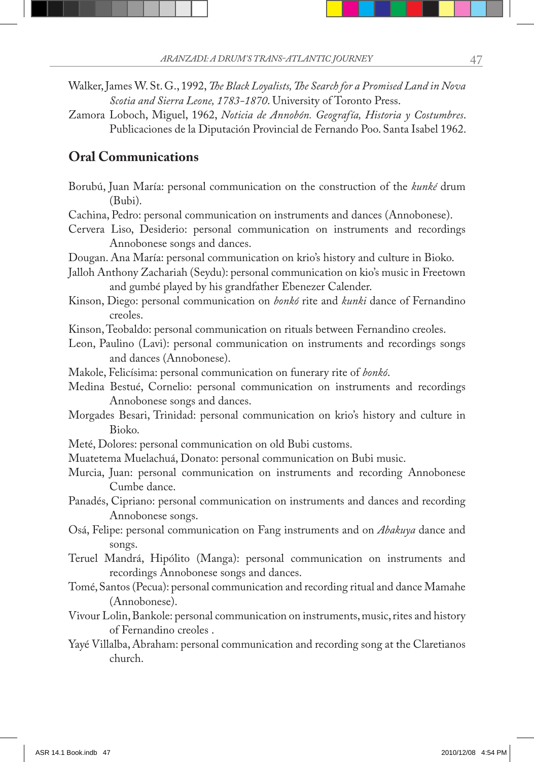Walker, James W. St. G., 1992, *The Black Loyalists, The Search for a Promised Land in Nova Scotia and Sierra Leone, 1783-1870*. University of Toronto Press.

Zamora Loboch, Miguel, 1962, *Noticia de Annobón. Geografía, Historia y Costumbres*. Publicaciones de la Diputación Provincial de Fernando Poo. Santa Isabel 1962.

## Oral Communications

Borubú, Juan María: personal communication on the construction of the *kunké* drum (Bubi).

Cachina, Pedro: personal communication on instruments and dances (Annobonese).

Cervera Liso, Desiderio: personal communication on instruments and recordings Annobonese songs and dances.

Dougan. Ana María: personal communication on krio's history and culture in Bioko.

Jalloh Anthony Zachariah (Seydu): personal communication on kio's music in Freetown and gumbé played by his grandfather Ebenezer Calender.

Kinson, Diego: personal communication on *bonkó* rite and *kunki* dance of Fernandino creoles.

Kinson, Teobaldo: personal communication on rituals between Fernandino creoles.

Leon, Paulino (Lavi): personal communication on instruments and recordings songs and dances (Annobonese).

Makole, Felicísima: personal communication on funerary rite of *bonkó*.

Medina Bestué, Cornelio: personal communication on instruments and recordings Annobonese songs and dances.

Morgades Besari, Trinidad: personal communication on krio's history and culture in Bioko.

Meté, Dolores: personal communication on old Bubi customs.

Muatetema Muelachuá, Donato: personal communication on Bubi music.

Murcia, Juan: personal communication on instruments and recording Annobonese Cumbe dance.

Panadés, Cipriano: personal communication on instruments and dances and recording Annobonese songs.

Osá, Felipe: personal communication on Fang instruments and on *Abakuya* dance and songs.

Teruel Mandrá, Hipólito (Manga): personal communication on instruments and recordings Annobonese songs and dances.

Tomé, Santos (Pecua): personal communication and recording ritual and dance Mamahe (Annobonese).

Vivour Lolin, Bankole: personal communication on instruments, music, rites and history of Fernandino creoles .

Yayé Villalba, Abraham: personal communication and recording song at the Claretianos church.